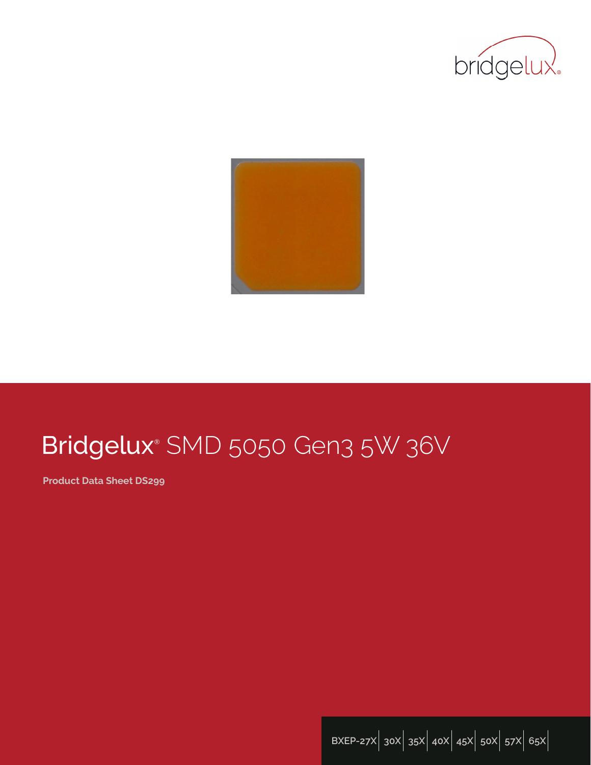# Bridgelux® SMD 5050 Gen3 5W 36V

**Product Data Sheet DS299**

BXEP-27X | 30X | 35X | 40X | 45X | 50X | 57X | 65X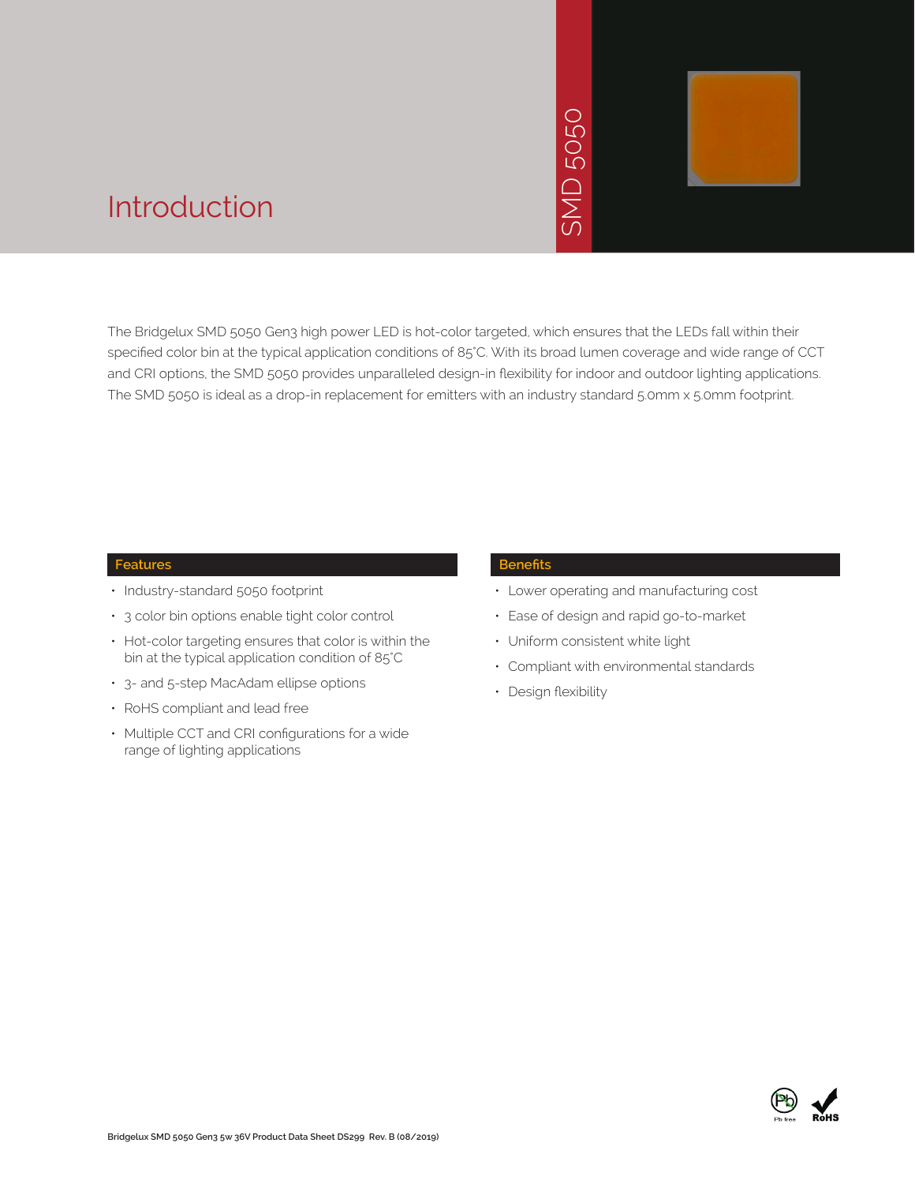# Introduction

SMD 5050

The Bridgelux SMD 5050 Gen3 high power LED is hot-color targeted, which ensures that the LEDs fall within their specified color bin at the typical application conditions of 85°C. With its broad lumen coverage and wide range of CCT and CRI options, the SMD 5050 provides unparalleled design-in flexibility for indoor and outdoor lighting applications. The SMD 5050 is ideal as a drop-in replacement for emitters with an industry standard 5.0mm x 5.0mm footprint.

## Features

- Industry-standard 5050 footprint
- 3 color bin options enable tight color control
- Hot-color targeting ensures that color is within the bin at the typical application condition of 85°C
- 3- and 5-step MacAdam ellipse options
- RoHS compliant and lead free
- Multiple CCT and CRI configurations for a wide range of lighting applications

## Benefits

- Lower operating and manufacturing cost
- Ease of design and rapid go-to-market
- Uniform consistent white light
- Compliant with environmental standards
- Design flexibility

Pb free RoHS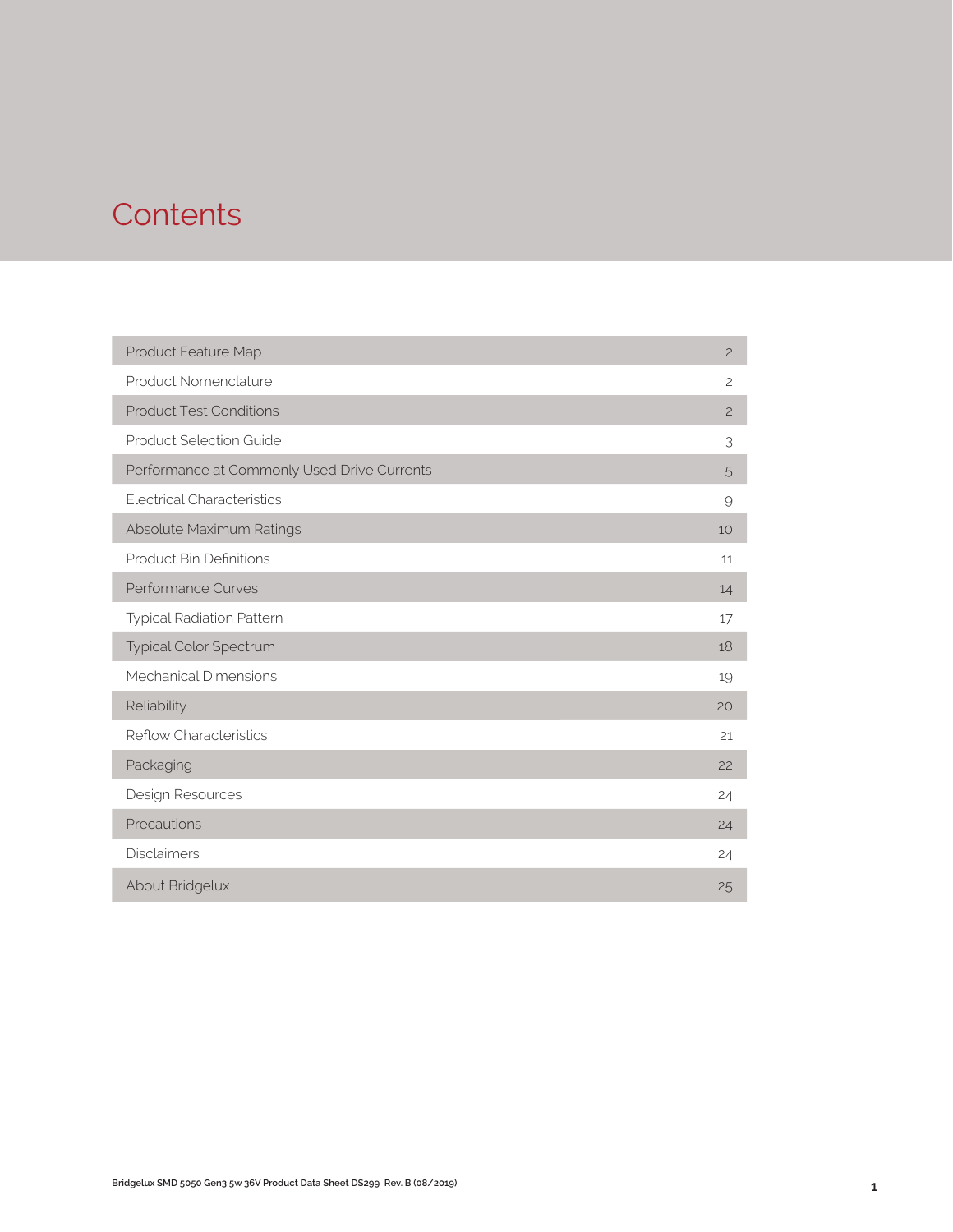# Contents

| | |
|---|---|
| Product Feature Map | 2 |
| Product Nomenclature | 2 |
| Product Test Conditions | 2 |
| Product Selection Guide | 3 |
| Performance at Commonly Used Drive Currents | 5 |
| Electrical Characteristics | 9 |
| Absolute Maximum Ratings | 10 |
| Product Bin Definitions | 11 |
| Performance Curves | 14 |
| Typical Radiation Pattern | 17 |
| Typical Color Spectrum | 18 |
| Mechanical Dimensions | 19 |
| Reliability | 20 |
| Reflow Characteristics | 21 |
| Packaging | 22 |
| Design Resources | 24 |
| Precautions | 24 |
| Disclaimers | 24 |
| About Bridgelux | 25 |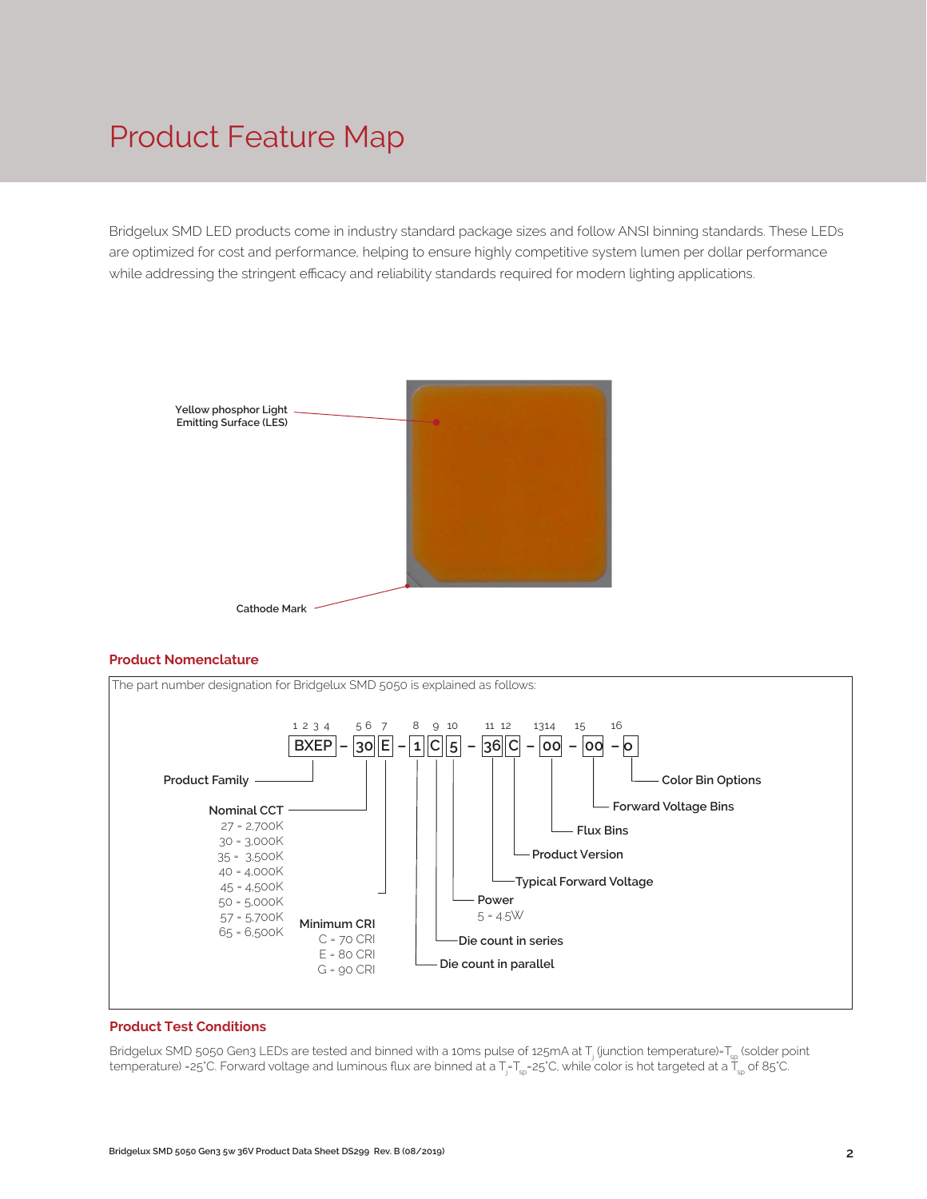# Product Feature Map

Bridgelux SMD LED products come in industry standard package sizes and follow ANSI binning standards. These LEDs are optimized for cost and performance, helping to ensure highly competitive system lumen per dollar performance while addressing the stringent efficacy and reliability standards required for modern lighting applications.

Yellow phosphor Light Emitting Surface (LES)

Cathode Mark

## Product Nomenclature

The part number designation for Bridgelux SMD 5050 is explained as follows:

```
1 2 3 4   5 6  7    8   9  10    11 12   13 14   15   16
BXEP    – 30   E  – 1   C  5   – 36  C – 00    – 00 – 0
```

- Product Family (1–4): BXEP
- Nominal CCT (5–6):
  - 27 = 2,700K
  - 30 = 3,000K
  - 35 = 3,500K
  - 40 = 4,000K
  - 45 = 4,500K
  - 50 = 5,000K
  - 57 = 5,700K
  - 65 = 6,500K
- Minimum CRI (7):
  - C = 70 CRI
  - E = 80 CRI
  - G = 90 CRI
- Die count in parallel (8)
- Die count in series (9)
- Power (10): 5 = 4.5W
- Typical Forward Voltage (11–12)
- Product Version
- Flux Bins (13–14)
- Forward Voltage Bins (15)
- Color Bin Options (16)

## Product Test Conditions

Bridgelux SMD 5050 Gen3 LEDs are tested and binned with a 10ms pulse of 125mA at $T_j$ (junction temperature)=$T_{sp}$ (solder point temperature) =25°C. Forward voltage and luminous flux are binned at a $T_j$=$T_{sp}$=25°C, while color is hot targeted at a $T_{sp}$ of 85°C.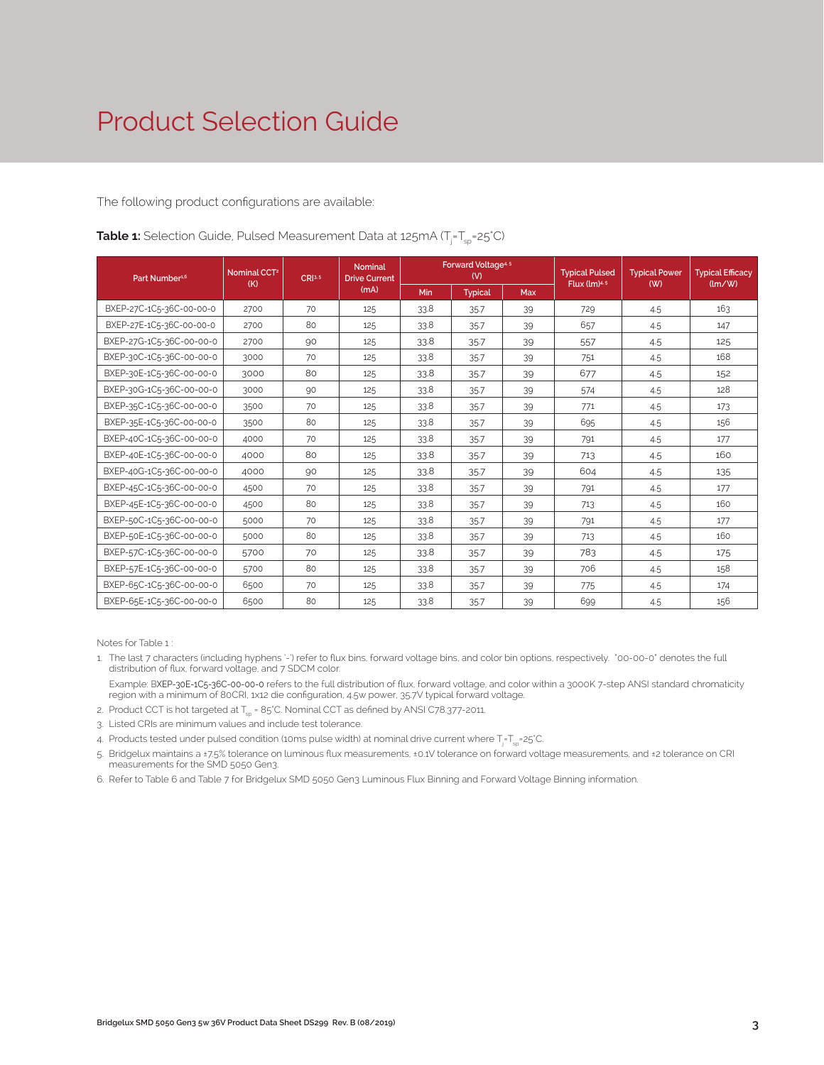# Product Selection Guide

The following product configurations are available:

**Table 1:** Selection Guide, Pulsed Measurement Data at 125mA ($T_j$=$T_{sp}$=25°C)

| Part Number[1,6] | Nominal CCT[2] (K) | CRI[3,5] | Nominal Drive Current (mA) | Forward Voltage[4,5] (V) | | | Typical Pulsed Flux (lm)[4,5] | Typical Power (W) | Typical Efficacy (lm/W) |
|---|---|---|---|---|---|---|---|---|---|
| | | | | Min | Typical | Max | | | |
| BXEP-27C-1C5-36C-00-00-0 | 2700 | 70 | 125 | 33.8 | 35.7 | 39 | 729 | 4.5 | 163 |
| BXEP-27E-1C5-36C-00-00-0 | 2700 | 80 | 125 | 33.8 | 35.7 | 39 | 657 | 4.5 | 147 |
| BXEP-27G-1C5-36C-00-00-0 | 2700 | 90 | 125 | 33.8 | 35.7 | 39 | 557 | 4.5 | 125 |
| BXEP-30C-1C5-36C-00-00-0 | 3000 | 70 | 125 | 33.8 | 35.7 | 39 | 751 | 4.5 | 168 |
| BXEP-30E-1C5-36C-00-00-0 | 3000 | 80 | 125 | 33.8 | 35.7 | 39 | 677 | 4.5 | 152 |
| BXEP-30G-1C5-36C-00-00-0 | 3000 | 90 | 125 | 33.8 | 35.7 | 39 | 574 | 4.5 | 128 |
| BXEP-35C-1C5-36C-00-00-0 | 3500 | 70 | 125 | 33.8 | 35.7 | 39 | 771 | 4.5 | 173 |
| BXEP-35E-1C5-36C-00-00-0 | 3500 | 80 | 125 | 33.8 | 35.7 | 39 | 695 | 4.5 | 156 |
| BXEP-40C-1C5-36C-00-00-0 | 4000 | 70 | 125 | 33.8 | 35.7 | 39 | 791 | 4.5 | 177 |
| BXEP-40E-1C5-36C-00-00-0 | 4000 | 80 | 125 | 33.8 | 35.7 | 39 | 713 | 4.5 | 160 |
| BXEP-40G-1C5-36C-00-00-0 | 4000 | 90 | 125 | 33.8 | 35.7 | 39 | 604 | 4.5 | 135 |
| BXEP-45C-1C5-36C-00-00-0 | 4500 | 70 | 125 | 33.8 | 35.7 | 39 | 791 | 4.5 | 177 |
| BXEP-45E-1C5-36C-00-00-0 | 4500 | 80 | 125 | 33.8 | 35.7 | 39 | 713 | 4.5 | 160 |
| BXEP-50C-1C5-36C-00-00-0 | 5000 | 70 | 125 | 33.8 | 35.7 | 39 | 791 | 4.5 | 177 |
| BXEP-50E-1C5-36C-00-00-0 | 5000 | 80 | 125 | 33.8 | 35.7 | 39 | 713 | 4.5 | 160 |
| BXEP-57C-1C5-36C-00-00-0 | 5700 | 70 | 125 | 33.8 | 35.7 | 39 | 783 | 4.5 | 175 |
| BXEP-57E-1C5-36C-00-00-0 | 5700 | 80 | 125 | 33.8 | 35.7 | 39 | 706 | 4.5 | 158 |
| BXEP-65C-1C5-36C-00-00-0 | 6500 | 70 | 125 | 33.8 | 35.7 | 39 | 775 | 4.5 | 174 |
| BXEP-65E-1C5-36C-00-00-0 | 6500 | 80 | 125 | 33.8 | 35.7 | 39 | 699 | 4.5 | 156 |

Notes for Table 1 :

1. The last 7 characters (including hyphens '-') refer to flux bins, forward voltage bins, and color bin options, respectively. "00-00-0" denotes the full distribution of flux, forward voltage, and 7 SDCM color.

   Example: BXEP-30E-1C5-36C-00-00-0 refers to the full distribution of flux, forward voltage, and color within a 3000K 7-step ANSI standard chromaticity region with a minimum of 80CRI, 1x12 die configuration, 4.5w power, 35.7V typical forward voltage.
2. Product CCT is hot targeted at $T_{sp}$ = 85°C. Nominal CCT as defined by ANSI C78.377-2011.
3. Listed CRIs are minimum values and include test tolerance.
4. Products tested under pulsed condition (10ms pulse width) at nominal drive current where $T_j$=$T_{sp}$=25°C.
5. Bridgelux maintains a ±7.5% tolerance on luminous flux measurements, ±0.1V tolerance on forward voltage measurements, and ±2 tolerance on CRI measurements for the SMD 5050 Gen3.
6. Refer to Table 6 and Table 7 for Bridgelux SMD 5050 Gen3 Luminous Flux Binning and Forward Voltage Binning information.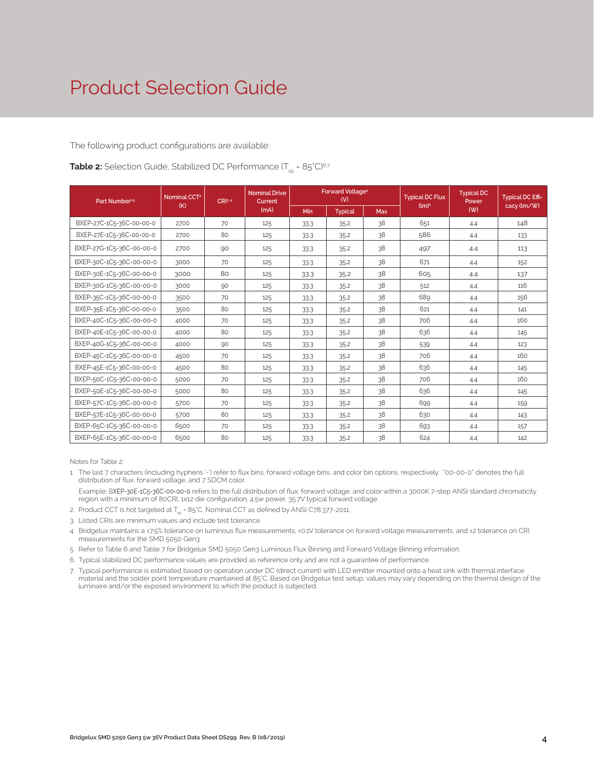# Product Selection Guide

The following product configurations are available:

**Table 2:** Selection Guide, Stabilized DC Performance ($T_{sp}$ = 85°C)[6,7]

| Part Number[4,5] | Nominal CCT[2] (K) | CRI[3,4] | Nominal Drive Current (mA) | Forward Voltage[4] (V) | | | Typical DC Flux (lm)[4] | Typical DC Power (W) | Typical DC Efficacy (lm/W) |
|---|---|---|---|---|---|---|---|---|---|
| | | | | Min | Typical | Max | | | |
| BXEP-27C-1C5-36C-00-00-0 | 2700 | 70 | 125 | 33.3 | 35.2 | 38 | 651 | 4.4 | 148 |
| BXEP-27E-1C5-36C-00-00-0 | 2700 | 80 | 125 | 33.3 | 35.2 | 38 | 586 | 4.4 | 133 |
| BXEP-27G-1C5-36C-00-00-0 | 2700 | 90 | 125 | 33.3 | 35.2 | 38 | 497 | 4.4 | 113 |
| BXEP-30C-1C5-36C-00-00-0 | 3000 | 70 | 125 | 33.3 | 35.2 | 38 | 671 | 4.4 | 152 |
| BXEP-30E-1C5-36C-00-00-0 | 3000 | 80 | 125 | 33.3 | 35.2 | 38 | 605 | 4.4 | 137 |
| BXEP-30G-1C5-36C-00-00-0 | 3000 | 90 | 125 | 33.3 | 35.2 | 38 | 512 | 4.4 | 116 |
| BXEP-35C-1C5-36C-00-00-0 | 3500 | 70 | 125 | 33.3 | 35.2 | 38 | 689 | 4.4 | 156 |
| BXEP-35E-1C5-36C-00-00-0 | 3500 | 80 | 125 | 33.3 | 35.2 | 38 | 621 | 4.4 | 141 |
| BXEP-40C-1C5-36C-00-00-0 | 4000 | 70 | 125 | 33.3 | 35.2 | 38 | 706 | 4.4 | 160 |
| BXEP-40E-1C5-36C-00-00-0 | 4000 | 80 | 125 | 33.3 | 35.2 | 38 | 636 | 4.4 | 145 |
| BXEP-40G-1C5-36C-00-00-0 | 4000 | 90 | 125 | 33.3 | 35.2 | 38 | 539 | 4.4 | 123 |
| BXEP-45C-1C5-36C-00-00-0 | 4500 | 70 | 125 | 33.3 | 35.2 | 38 | 706 | 4.4 | 160 |
| BXEP-45E-1C5-36C-00-00-0 | 4500 | 80 | 125 | 33.3 | 35.2 | 38 | 636 | 4.4 | 145 |
| BXEP-50C-1C5-36C-00-00-0 | 5000 | 70 | 125 | 33.3 | 35.2 | 38 | 706 | 4.4 | 160 |
| BXEP-50E-1C5-36C-00-00-0 | 5000 | 80 | 125 | 33.3 | 35.2 | 38 | 636 | 4.4 | 145 |
| BXEP-57C-1C5-36C-00-00-0 | 5700 | 70 | 125 | 33.3 | 35.2 | 38 | 699 | 4.4 | 159 |
| BXEP-57E-1C5-36C-00-00-0 | 5700 | 80 | 125 | 33.3 | 35.2 | 38 | 630 | 4.4 | 143 |
| BXEP-65C-1C5-36C-00-00-0 | 6500 | 70 | 125 | 33.3 | 35.2 | 38 | 693 | 4.4 | 157 |
| BXEP-65E-1C5-36C-00-00-0 | 6500 | 80 | 125 | 33.3 | 35.2 | 38 | 624 | 4.4 | 142 |

Notes for Table 2:

1. The last 7 characters (including hyphens '-') refer to flux bins, forward voltage bins, and color bin options, respectively. "00-00-0" denotes the full distribution of flux, forward voltage, and 7 SDCM color.

   Example: BXEP-30E-1C5-36C-00-00-0 refers to the full distribution of flux, forward voltage, and color within a 3000K 7-step ANSI standard chromaticity region with a minimum of 80CRI, 1x12 die configuration, 4.5w power, 35.7V typical forward voltage.

2. Product CCT is hot targeted at $T_{sp}$ = 85°C. Nominal CCT as defined by ANSI C78.377-2011.
3. Listed CRIs are minimum values and include test tolerance.
4. Bridgelux maintains a ±7.5% tolerance on luminous flux measurements, ±0.1V tolerance on forward voltage measurements, and ±2 tolerance on CRI measurements for the SMD 5050 Gen3.
5. Refer to Table 6 and Table 7 for Bridgelux SMD 5050 Gen3 Luminous Flux Binning and Forward Voltage Binning information.
6. Typical stabilized DC performance values are provided as reference only and are not a guarantee of performance.
7. Typical performance is estimated based on operation under DC (direct current) with LED emitter mounted onto a heat sink with thermal interface material and the solder point temperature maintained at 85°C. Based on Bridgelux test setup, values may vary depending on the thermal design of the luminaire and/or the exposed environment to which the product is subjected.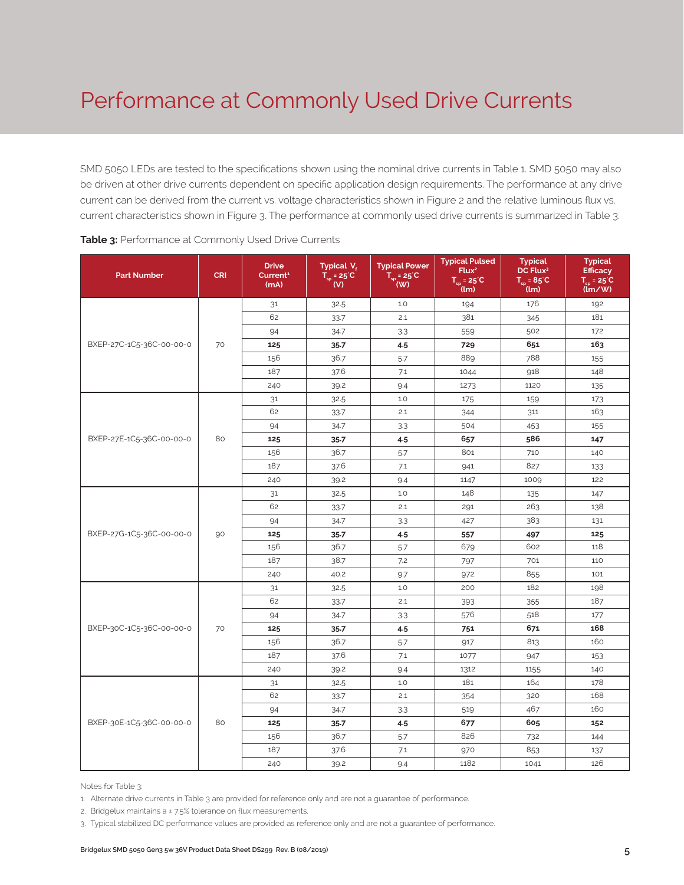# Performance at Commonly Used Drive Currents

SMD 5050 LEDs are tested to the specifications shown using the nominal drive currents in Table 1. SMD 5050 may also be driven at other drive currents dependent on specific application design requirements. The performance at any drive current can be derived from the current vs. voltage characteristics shown in Figure 2 and the relative luminous flux vs. current characteristics shown in Figure 3. The performance at commonly used drive currents is summarized in Table 3.

**Table 3:** Performance at Commonly Used Drive Currents

| Part Number | CRI | Drive Current[1] (mA) | Typical $V_f$ $T_{sp}$ = 25°C (V) | Typical Power $T_{sp}$ = 25°C (W) | Typical Pulsed Flux[2] $T_{sp}$ = 25°C (lm) | Typical DC Flux[3] $T_{sp}$ = 85°C (lm) | Typical Efficacy $T_{sp}$ = 25°C (lm/W) |
|---|---|---|---|---|---|---|---|
| BXEP-27C-1C5-36C-00-0-0 | 70 | 31 | 32.5 | 1.0 | 194 | 176 | 192 |
| | | 62 | 33.7 | 2.1 | 381 | 345 | 181 |
| | | 94 | 34.7 | 3.3 | 559 | 502 | 172 |
| | | **125** | **35.7** | **4.5** | **729** | **651** | **163** |
| | | 156 | 36.7 | 5.7 | 889 | 788 | 155 |
| | | 187 | 37.6 | 7.1 | 1044 | 918 | 148 |
| | | 240 | 39.2 | 9.4 | 1273 | 1120 | 135 |
| BXEP-27E-1C5-36C-00-0-0 | 80 | 31 | 32.5 | 1.0 | 175 | 159 | 173 |
| | | 62 | 33.7 | 2.1 | 344 | 311 | 163 |
| | | 94 | 34.7 | 3.3 | 504 | 453 | 155 |
| | | **125** | **35.7** | **4.5** | **657** | **586** | **147** |
| | | 156 | 36.7 | 5.7 | 801 | 710 | 140 |
| | | 187 | 37.6 | 7.1 | 941 | 827 | 133 |
| | | 240 | 39.2 | 9.4 | 1147 | 1009 | 122 |
| BXEP-27G-1C5-36C-00-0-0 | 90 | 31 | 32.5 | 1.0 | 148 | 135 | 147 |
| | | 62 | 33.7 | 2.1 | 291 | 263 | 138 |
| | | 94 | 34.7 | 3.3 | 427 | 383 | 131 |
| | | **125** | **35.7** | **4.5** | **557** | **497** | **125** |
| | | 156 | 36.7 | 5.7 | 679 | 602 | 118 |
| | | 187 | 38.7 | 7.2 | 797 | 701 | 110 |
| | | 240 | 40.2 | 9.7 | 972 | 855 | 101 |
| BXEP-30C-1C5-36C-00-0-0 | 70 | 31 | 32.5 | 1.0 | 200 | 182 | 198 |
| | | 62 | 33.7 | 2.1 | 393 | 355 | 187 |
| | | 94 | 34.7 | 3.3 | 576 | 518 | 177 |
| | | **125** | **35.7** | **4.5** | **751** | **671** | **168** |
| | | 156 | 36.7 | 5.7 | 917 | 813 | 160 |
| | | 187 | 37.6 | 7.1 | 1077 | 947 | 153 |
| | | 240 | 39.2 | 9.4 | 1312 | 1155 | 140 |
| BXEP-30E-1C5-36C-00-0-0 | 80 | 31 | 32.5 | 1.0 | 181 | 164 | 178 |
| | | 62 | 33.7 | 2.1 | 354 | 320 | 168 |
| | | 94 | 34.7 | 3.3 | 519 | 467 | 160 |
| | | **125** | **35.7** | **4.5** | **677** | **605** | **152** |
| | | 156 | 36.7 | 5.7 | 826 | 732 | 144 |
| | | 187 | 37.6 | 7.1 | 970 | 853 | 137 |
| | | 240 | 39.2 | 9.4 | 1182 | 1041 | 126 |

Notes for Table 3:

1. Alternate drive currents in Table 3 are provided for reference only and are not a guarantee of performance.
2. Bridgelux maintains a ± 7.5% tolerance on flux measurements.
3. Typical stabilized DC performance values are provided as reference only and are not a guarantee of performance.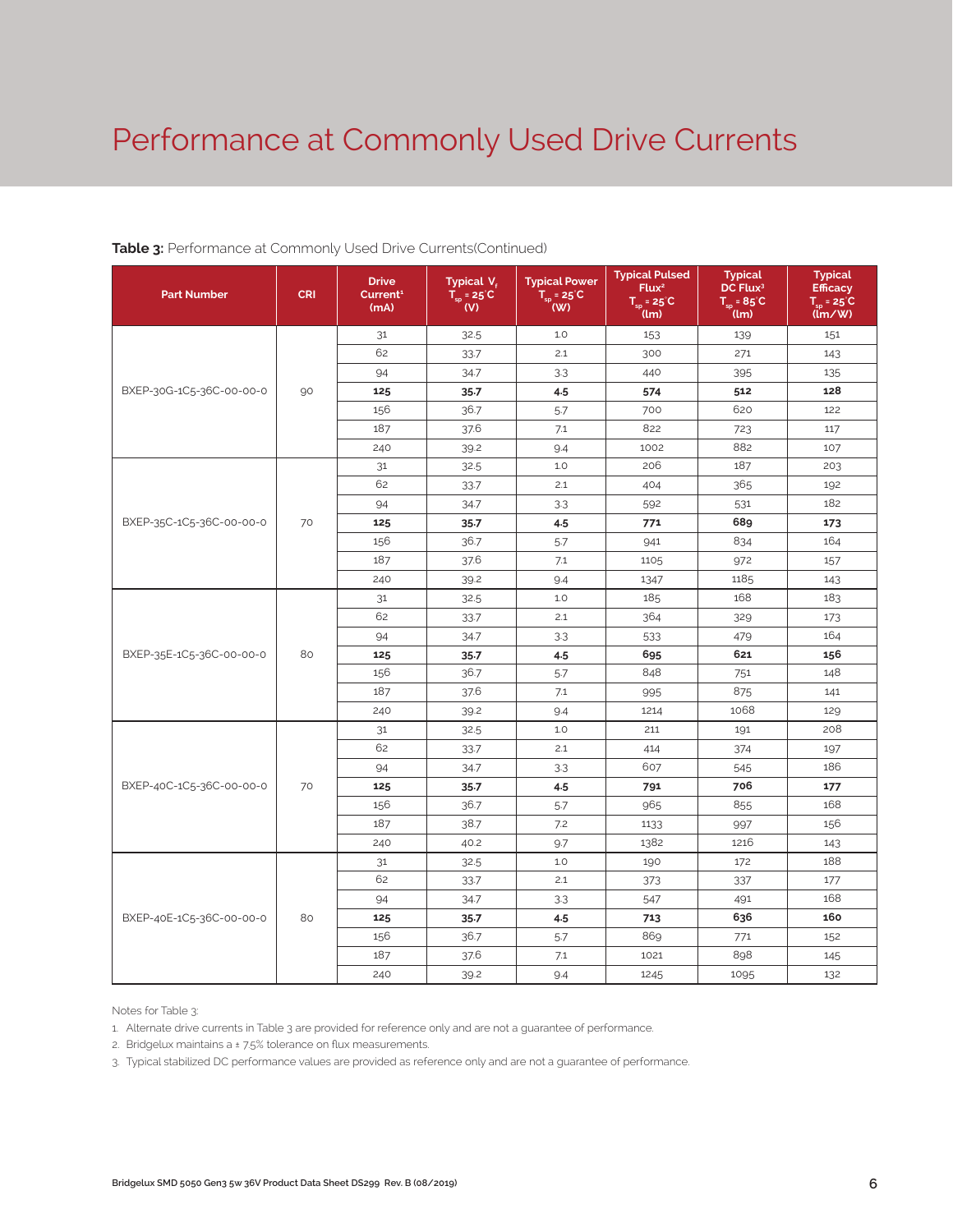# Performance at Commonly Used Drive Currents

**Table 3:** Performance at Commonly Used Drive Currents(Continued)

| Part Number | CRI | Drive Current[1] (mA) | Typical $V_f$ $T_{sp}$ = 25°C (V) | Typical Power $T_{sp}$ = 25°C (W) | Typical Pulsed Flux[2] $T_{sp}$ = 25°C (lm) | Typical DC Flux[3] $T_{sp}$ = 85°C (lm) | Typical Efficacy $T_{sp}$ = 25°C (lm/W) |
|---|---|---|---|---|---|---|---|
| BXEP-30G-1C5-36C-00-00-0 | 90 | 31 | 32.5 | 1.0 | 153 | 139 | 151 |
| | | 62 | 33.7 | 2.1 | 300 | 271 | 143 |
| | | 94 | 34.7 | 3.3 | 440 | 395 | 135 |
| | | **125** | **35.7** | **4.5** | **574** | **512** | **128** |
| | | 156 | 36.7 | 5.7 | 700 | 620 | 122 |
| | | 187 | 37.6 | 7.1 | 822 | 723 | 117 |
| | | 240 | 39.2 | 9.4 | 1002 | 882 | 107 |
| BXEP-35C-1C5-36C-00-00-0 | 70 | 31 | 32.5 | 1.0 | 206 | 187 | 203 |
| | | 62 | 33.7 | 2.1 | 404 | 365 | 192 |
| | | 94 | 34.7 | 3.3 | 592 | 531 | 182 |
| | | **125** | **35.7** | **4.5** | **771** | **689** | **173** |
| | | 156 | 36.7 | 5.7 | 941 | 834 | 164 |
| | | 187 | 37.6 | 7.1 | 1105 | 972 | 157 |
| | | 240 | 39.2 | 9.4 | 1347 | 1185 | 143 |
| BXEP-35E-1C5-36C-00-00-0 | 80 | 31 | 32.5 | 1.0 | 185 | 168 | 183 |
| | | 62 | 33.7 | 2.1 | 364 | 329 | 173 |
| | | 94 | 34.7 | 3.3 | 533 | 479 | 164 |
| | | **125** | **35.7** | **4.5** | **695** | **621** | **156** |
| | | 156 | 36.7 | 5.7 | 848 | 751 | 148 |
| | | 187 | 37.6 | 7.1 | 995 | 875 | 141 |
| | | 240 | 39.2 | 9.4 | 1214 | 1068 | 129 |
| BXEP-40C-1C5-36C-00-00-0 | 70 | 31 | 32.5 | 1.0 | 211 | 191 | 208 |
| | | 62 | 33.7 | 2.1 | 414 | 374 | 197 |
| | | 94 | 34.7 | 3.3 | 607 | 545 | 186 |
| | | **125** | **35.7** | **4.5** | **791** | **706** | **177** |
| | | 156 | 36.7 | 5.7 | 965 | 855 | 168 |
| | | 187 | 38.7 | 7.2 | 1133 | 997 | 156 |
| | | 240 | 40.2 | 9.7 | 1382 | 1216 | 143 |
| BXEP-40E-1C5-36C-00-00-0 | 80 | 31 | 32.5 | 1.0 | 190 | 172 | 188 |
| | | 62 | 33.7 | 2.1 | 373 | 337 | 177 |
| | | 94 | 34.7 | 3.3 | 547 | 491 | 168 |
| | | **125** | **35.7** | **4.5** | **713** | **636** | **160** |
| | | 156 | 36.7 | 5.7 | 869 | 771 | 152 |
| | | 187 | 37.6 | 7.1 | 1021 | 898 | 145 |
| | | 240 | 39.2 | 9.4 | 1245 | 1095 | 132 |

Notes for Table 3:

1. Alternate drive currents in Table 3 are provided for reference only and are not a guarantee of performance.
2. Bridgelux maintains a ± 7.5% tolerance on flux measurements.
3. Typical stabilized DC performance values are provided as reference only and are not a guarantee of performance.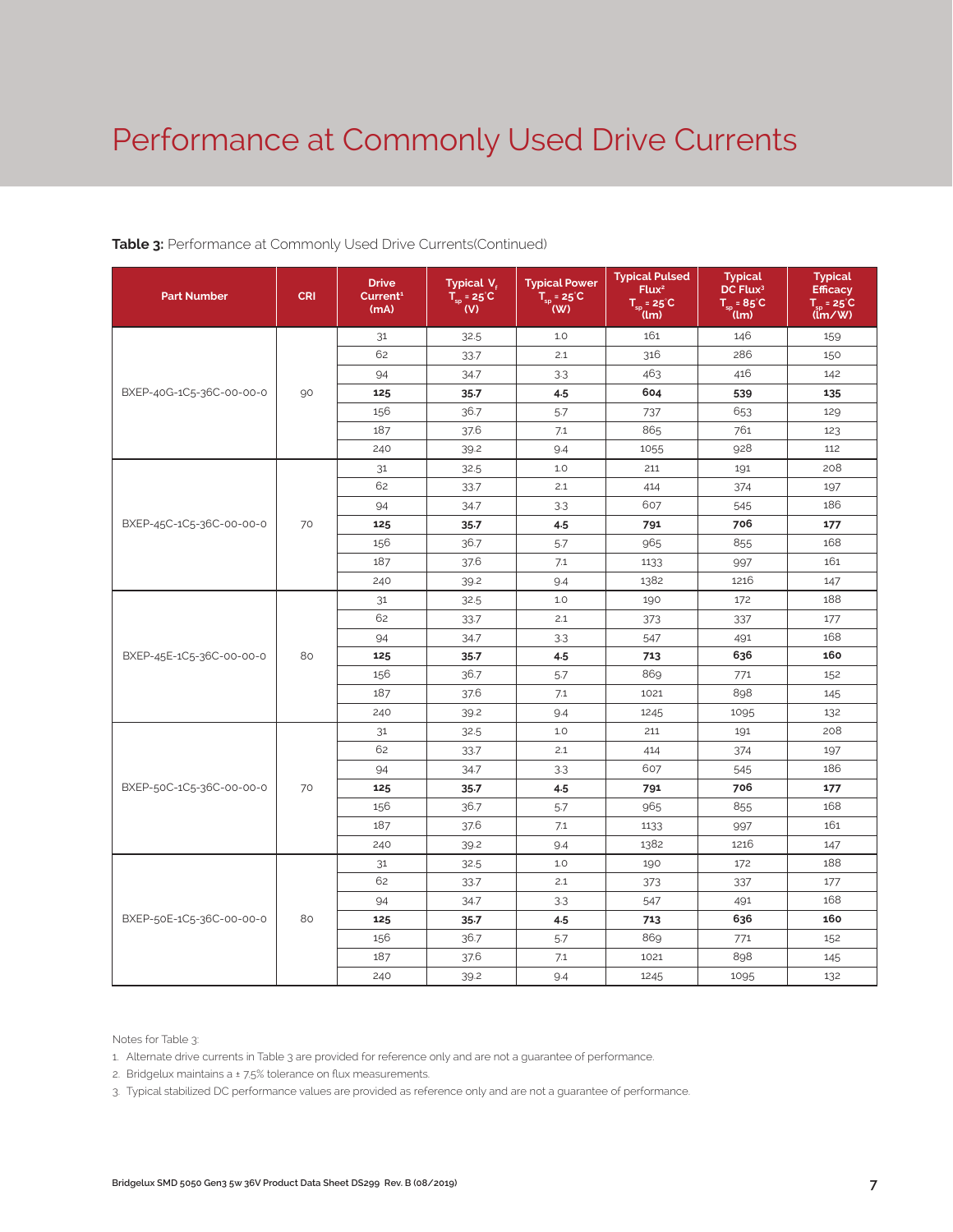# Performance at Commonly Used Drive Currents

**Table 3:** Performance at Commonly Used Drive Currents(Continued)

| Part Number | CRI | Drive Current[1] (mA) | Typical $V_f$ $T_{sp}$ = 25°C (V) | Typical Power $T_{sp}$ = 25°C (W) | Typical Pulsed Flux[2] $T_{sp}$ = 25°C (lm) | Typical DC Flux[3] $T_{sp}$ = 85°C (lm) | Typical Efficacy $T_{sp}$ = 25°C (lm/W) |
|---|---|---|---|---|---|---|---|
| BXEP-40G-1C5-36C-00-00-0 | 90 | 31 | 32.5 | 1.0 | 161 | 146 | 159 |
| | | 62 | 33.7 | 2.1 | 316 | 286 | 150 |
| | | 94 | 34.7 | 3.3 | 463 | 416 | 142 |
| | | **125** | **35.7** | **4.5** | **604** | **539** | **135** |
| | | 156 | 36.7 | 5.7 | 737 | 653 | 129 |
| | | 187 | 37.6 | 7.1 | 865 | 761 | 123 |
| | | 240 | 39.2 | 9.4 | 1055 | 928 | 112 |
| BXEP-45C-1C5-36C-00-00-0 | 70 | 31 | 32.5 | 1.0 | 211 | 191 | 208 |
| | | 62 | 33.7 | 2.1 | 414 | 374 | 197 |
| | | 94 | 34.7 | 3.3 | 607 | 545 | 186 |
| | | **125** | **35.7** | **4.5** | **791** | **706** | **177** |
| | | 156 | 36.7 | 5.7 | 965 | 855 | 168 |
| | | 187 | 37.6 | 7.1 | 1133 | 997 | 161 |
| | | 240 | 39.2 | 9.4 | 1382 | 1216 | 147 |
| BXEP-45E-1C5-36C-00-00-0 | 80 | 31 | 32.5 | 1.0 | 190 | 172 | 188 |
| | | 62 | 33.7 | 2.1 | 373 | 337 | 177 |
| | | 94 | 34.7 | 3.3 | 547 | 491 | 168 |
| | | **125** | **35.7** | **4.5** | **713** | **636** | **160** |
| | | 156 | 36.7 | 5.7 | 869 | 771 | 152 |
| | | 187 | 37.6 | 7.1 | 1021 | 898 | 145 |
| | | 240 | 39.2 | 9.4 | 1245 | 1095 | 132 |
| BXEP-50C-1C5-36C-00-00-0 | 70 | 31 | 32.5 | 1.0 | 211 | 191 | 208 |
| | | 62 | 33.7 | 2.1 | 414 | 374 | 197 |
| | | 94 | 34.7 | 3.3 | 607 | 545 | 186 |
| | | **125** | **35.7** | **4.5** | **791** | **706** | **177** |
| | | 156 | 36.7 | 5.7 | 965 | 855 | 168 |
| | | 187 | 37.6 | 7.1 | 1133 | 997 | 161 |
| | | 240 | 39.2 | 9.4 | 1382 | 1216 | 147 |
| BXEP-50E-1C5-36C-00-00-0 | 80 | 31 | 32.5 | 1.0 | 190 | 172 | 188 |
| | | 62 | 33.7 | 2.1 | 373 | 337 | 177 |
| | | 94 | 34.7 | 3.3 | 547 | 491 | 168 |
| | | **125** | **35.7** | **4.5** | **713** | **636** | **160** |
| | | 156 | 36.7 | 5.7 | 869 | 771 | 152 |
| | | 187 | 37.6 | 7.1 | 1021 | 898 | 145 |
| | | 240 | 39.2 | 9.4 | 1245 | 1095 | 132 |

Notes for Table 3:

1. Alternate drive currents in Table 3 are provided for reference only and are not a guarantee of performance.
2. Bridgelux maintains a ± 7.5% tolerance on flux measurements.
3. Typical stabilized DC performance values are provided as reference only and are not a guarantee of performance.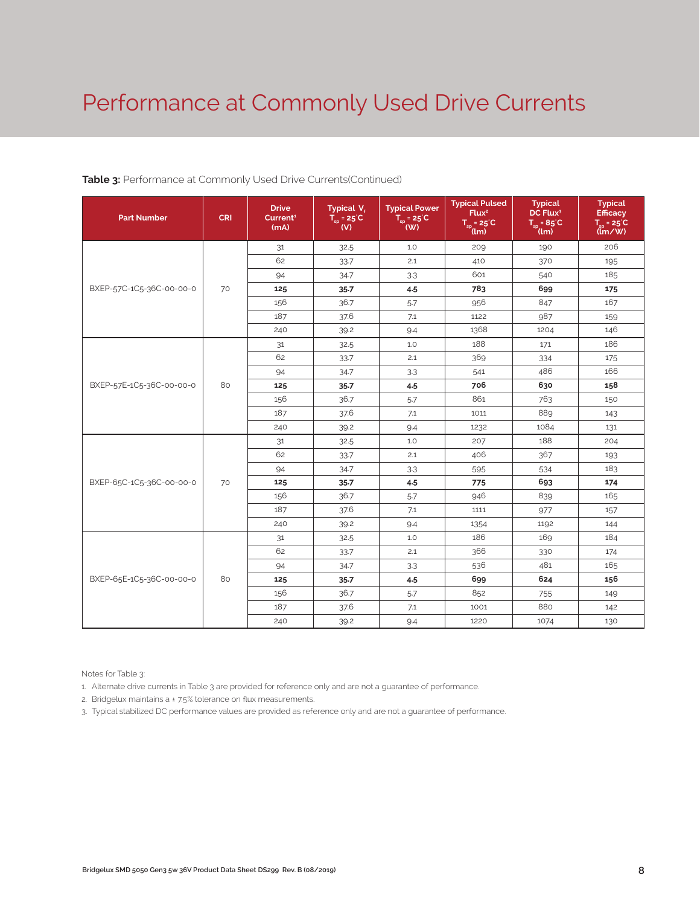# Performance at Commonly Used Drive Currents

**Table 3:** Performance at Commonly Used Drive Currents(Continued)

| Part Number | CRI | Drive Current[1] (mA) | Typical $V_f$ $T_{sp}$ = 25°C (V) | Typical Power $T_{sp}$ = 25°C (W) | Typical Pulsed Flux[2] $T_{sp}$ = 25°C (lm) | Typical DC Flux[3] $T_{sp}$ = 85°C (lm) | Typical Efficacy $T_{sp}$ = 25°C (lm/W) |
|---|---|---|---|---|---|---|---|
| BXEP-57C-1C5-36C-00-00-0 | 70 | 31 | 32.5 | 1.0 | 209 | 190 | 206 |
| | | 62 | 33.7 | 2.1 | 410 | 370 | 195 |
| | | 94 | 34.7 | 3.3 | 601 | 540 | 185 |
| | | **125** | **35.7** | **4.5** | **783** | **699** | **175** |
| | | 156 | 36.7 | 5.7 | 956 | 847 | 167 |
| | | 187 | 37.6 | 7.1 | 1122 | 987 | 159 |
| | | 240 | 39.2 | 9.4 | 1368 | 1204 | 146 |
| BXEP-57E-1C5-36C-00-00-0 | 80 | 31 | 32.5 | 1.0 | 188 | 171 | 186 |
| | | 62 | 33.7 | 2.1 | 369 | 334 | 175 |
| | | 94 | 34.7 | 3.3 | 541 | 486 | 166 |
| | | **125** | **35.7** | **4.5** | **706** | **630** | **158** |
| | | 156 | 36.7 | 5.7 | 861 | 763 | 150 |
| | | 187 | 37.6 | 7.1 | 1011 | 889 | 143 |
| | | 240 | 39.2 | 9.4 | 1232 | 1084 | 131 |
| BXEP-65C-1C5-36C-00-00-0 | 70 | 31 | 32.5 | 1.0 | 207 | 188 | 204 |
| | | 62 | 33.7 | 2.1 | 406 | 367 | 193 |
| | | 94 | 34.7 | 3.3 | 595 | 534 | 183 |
| | | **125** | **35.7** | **4.5** | **775** | **693** | **174** |
| | | 156 | 36.7 | 5.7 | 946 | 839 | 165 |
| | | 187 | 37.6 | 7.1 | 1111 | 977 | 157 |
| | | 240 | 39.2 | 9.4 | 1354 | 1192 | 144 |
| BXEP-65E-1C5-36C-00-00-0 | 80 | 31 | 32.5 | 1.0 | 186 | 169 | 184 |
| | | 62 | 33.7 | 2.1 | 366 | 330 | 174 |
| | | 94 | 34.7 | 3.3 | 536 | 481 | 165 |
| | | **125** | **35.7** | **4.5** | **699** | **624** | **156** |
| | | 156 | 36.7 | 5.7 | 852 | 755 | 149 |
| | | 187 | 37.6 | 7.1 | 1001 | 880 | 142 |
| | | 240 | 39.2 | 9.4 | 1220 | 1074 | 130 |

Notes for Table 3:

1. Alternate drive currents in Table 3 are provided for reference only and are not a guarantee of performance.
2. Bridgelux maintains a ± 7.5% tolerance on flux measurements.
3. Typical stabilized DC performance values are provided as reference only and are not a guarantee of performance.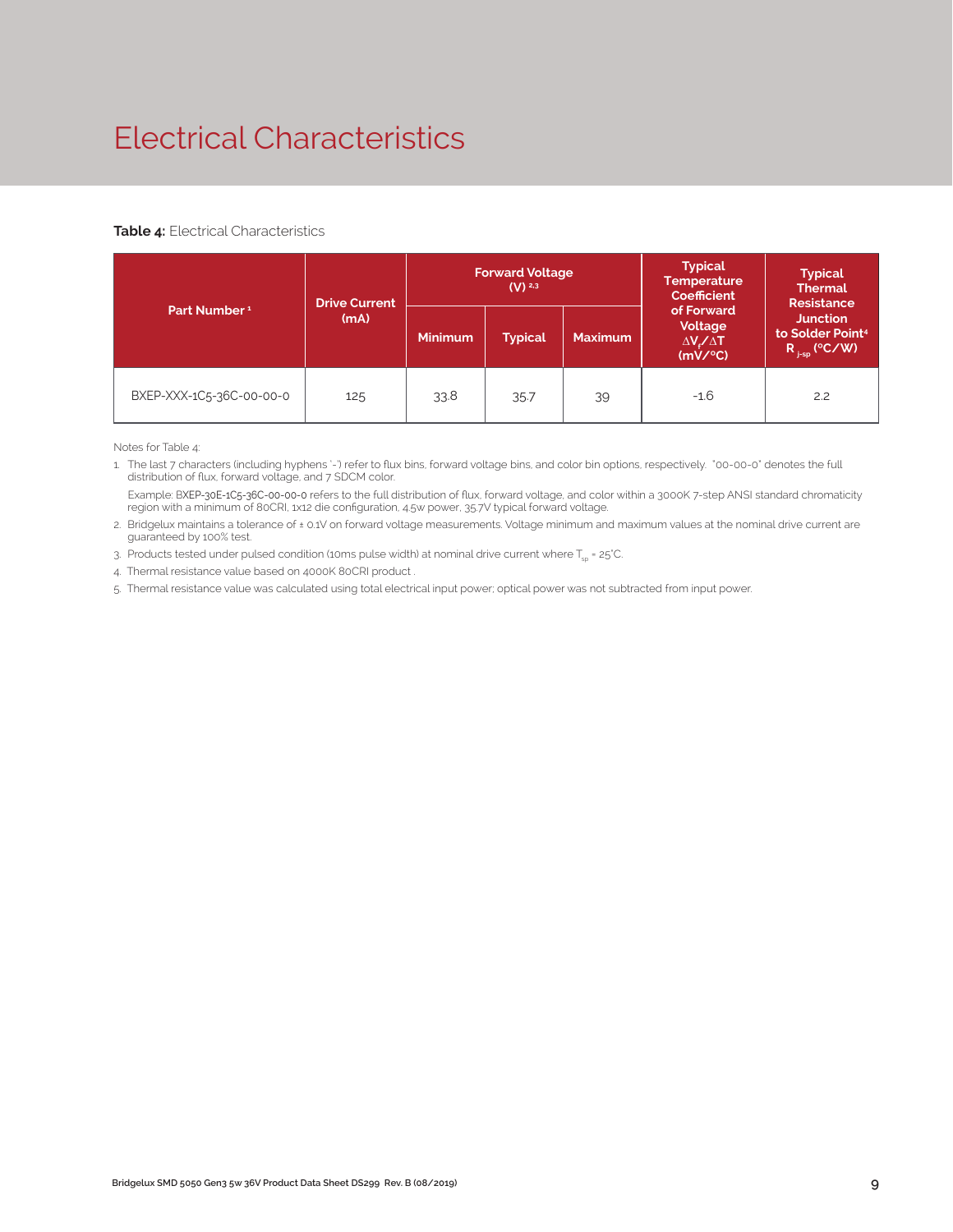# Electrical Characteristics

**Table 4:** Electrical Characteristics

| Part Number [1] | Drive Current (mA) | Forward Voltage (V) [2,3] | | | Typical Temperature Coefficient of Forward Voltage $\Delta V_f/\Delta T$ (mV/°C) | Typical Thermal Resistance Junction to Solder Point[4] $R_{j-sp}$ (°C/W) |
|---|---|---|---|---|---|---|
| | | Minimum | Typical | Maximum | | |
| BXEP-XXX-1C5-36C-00-00-0 | 125 | 33.8 | 35.7 | 39 | -1.6 | 2.2 |

Notes for Table 4:

1. The last 7 characters (including hyphens '-') refer to flux bins, forward voltage bins, and color bin options, respectively. "00-00-0" denotes the full distribution of flux, forward voltage, and 7 SDCM color.

   Example: BXEP-30E-1C5-36C-00-00-0 refers to the full distribution of flux, forward voltage, and color within a 3000K 7-step ANSI standard chromaticity region with a minimum of 80CRI, 1x12 die configuration, 4.5w power, 35.7V typical forward voltage.

2. Bridgelux maintains a tolerance of ± 0.1V on forward voltage measurements. Voltage minimum and maximum values at the nominal drive current are guaranteed by 100% test.
3. Products tested under pulsed condition (10ms pulse width) at nominal drive current where $T_{sp}$ = 25°C.
4. Thermal resistance value based on 4000K 80CRI product .
5. Thermal resistance value was calculated using total electrical input power; optical power was not subtracted from input power.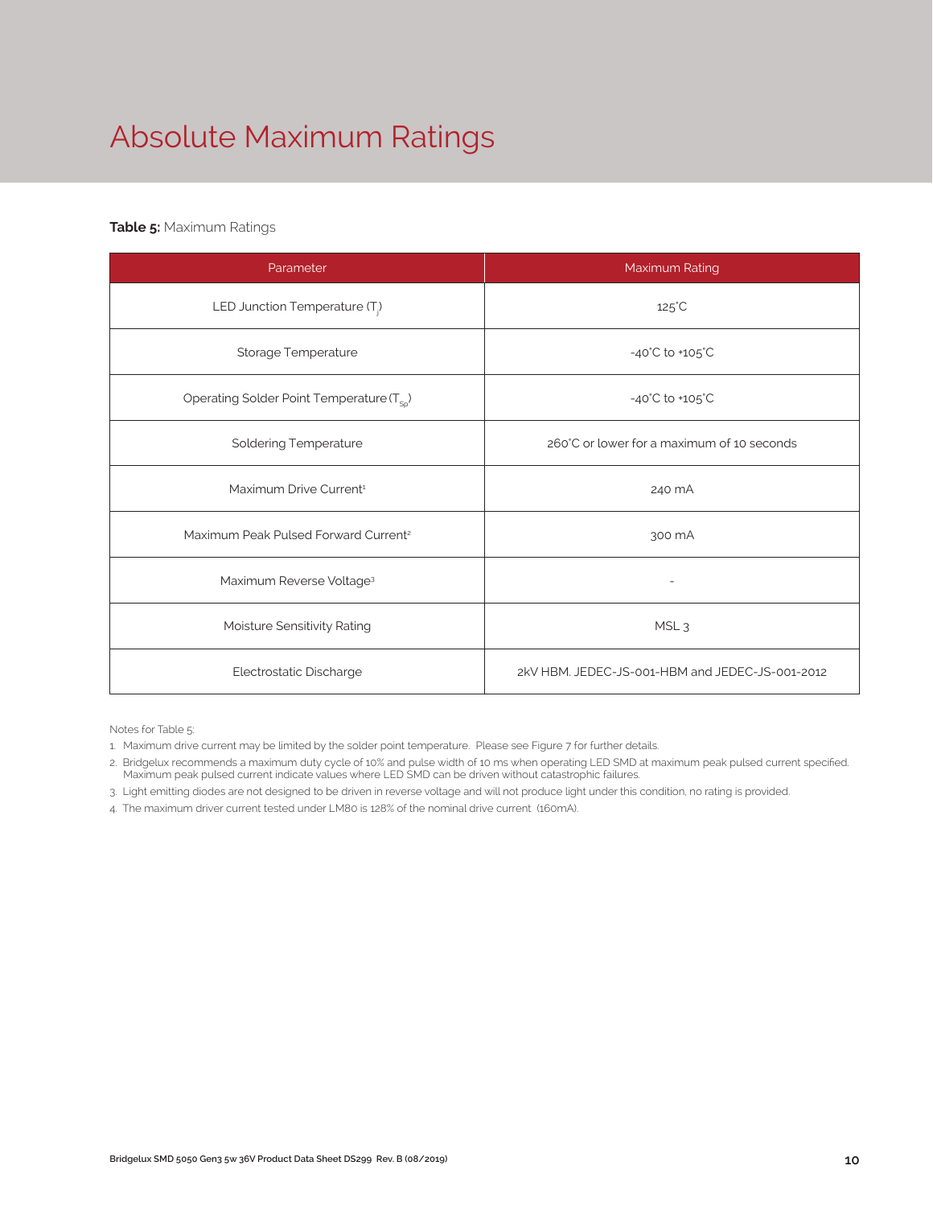# Absolute Maximum Ratings

**Table 5:** Maximum Ratings

| Parameter | Maximum Rating |
|---|---|
| LED Junction Temperature ($T_j$) | 125°C |
| Storage Temperature | -40°C to +105°C |
| Operating Solder Point Temperature ($T_{sp}$) | -40°C to +105°C |
| Soldering Temperature | 260°C or lower for a maximum of 10 seconds |
| Maximum Drive Current[1] | 240 mA |
| Maximum Peak Pulsed Forward Current[2] | 300 mA |
| Maximum Reverse Voltage[3] | - |
| Moisture Sensitivity Rating | MSL 3 |
| Electrostatic Discharge | 2kV HBM. JEDEC-JS-001-HBM and JEDEC-JS-001-2012 |

Notes for Table 5:

1. Maximum drive current may be limited by the solder point temperature. Please see Figure 7 for further details.
2. Bridgelux recommends a maximum duty cycle of 10% and pulse width of 10 ms when operating LED SMD at maximum peak pulsed current specified. Maximum peak pulsed current indicate values where LED SMD can be driven without catastrophic failures.
3. Light emitting diodes are not designed to be driven in reverse voltage and will not produce light under this condition, no rating is provided.
4. The maximum driver current tested under LM80 is 128% of the nominal drive current (160mA).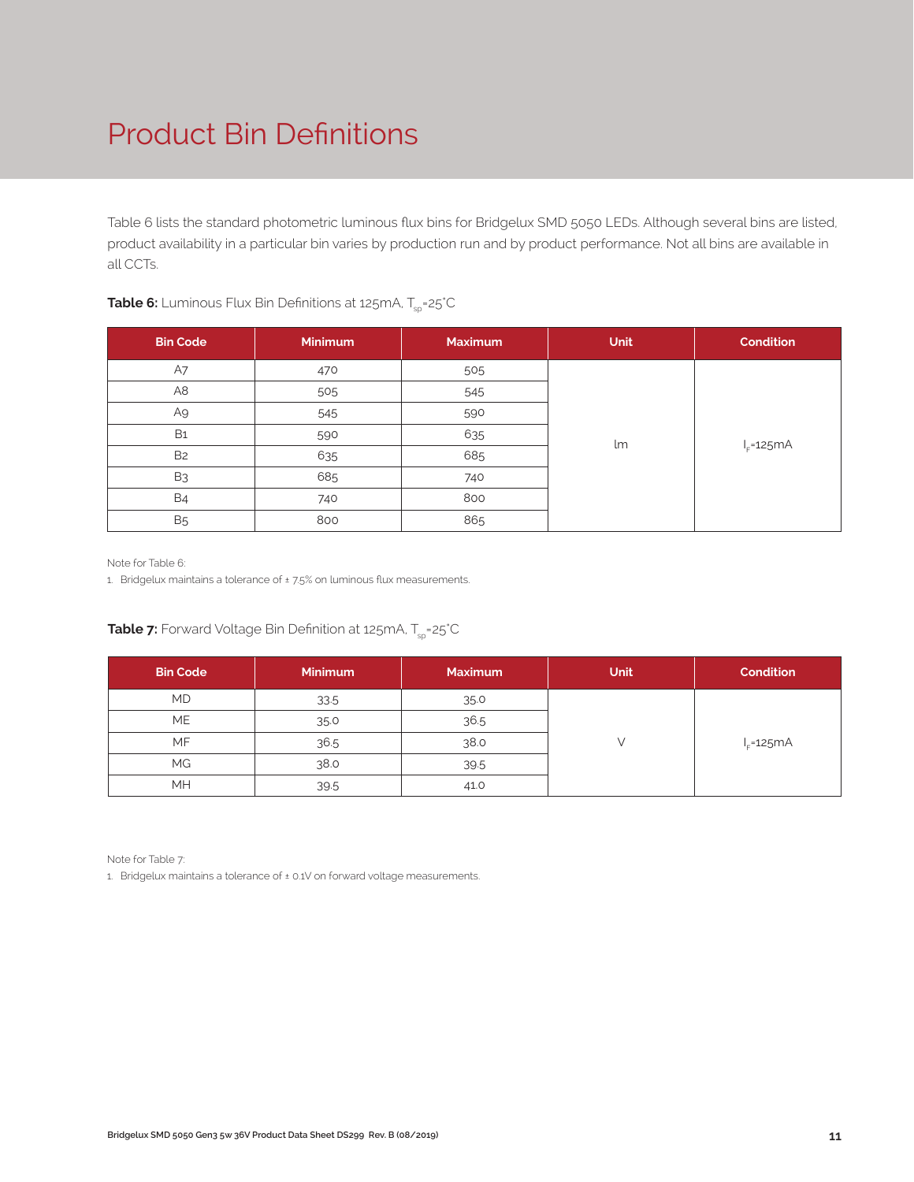# Product Bin Definitions

Table 6 lists the standard photometric luminous flux bins for Bridgelux SMD 5050 LEDs. Although several bins are listed, product availability in a particular bin varies by production run and by product performance. Not all bins are available in all CCTs.

**Table 6:** Luminous Flux Bin Definitions at 125mA, $T_{sp}$=25°C

| Bin Code | Minimum | Maximum | Unit | Condition |
|---|---|---|---|---|
| A7 | 470 | 505 | lm | $I_F$=125mA |
| A8 | 505 | 545 | | |
| A9 | 545 | 590 | | |
| B1 | 590 | 635 | | |
| B2 | 635 | 685 | | |
| B3 | 685 | 740 | | |
| B4 | 740 | 800 | | |
| B5 | 800 | 865 | | |

Note for Table 6:

1. Bridgelux maintains a tolerance of ± 7.5% on luminous flux measurements.

**Table 7:** Forward Voltage Bin Definition at 125mA, $T_{sp}$=25°C

| Bin Code | Minimum | Maximum | Unit | Condition |
|---|---|---|---|---|
| MD | 33.5 | 35.0 | V | $I_F$=125mA |
| ME | 35.0 | 36.5 | | |
| MF | 36.5 | 38.0 | | |
| MG | 38.0 | 39.5 | | |
| MH | 39.5 | 41.0 | | |

Note for Table 7:

1. Bridgelux maintains a tolerance of ± 0.1V on forward voltage measurements.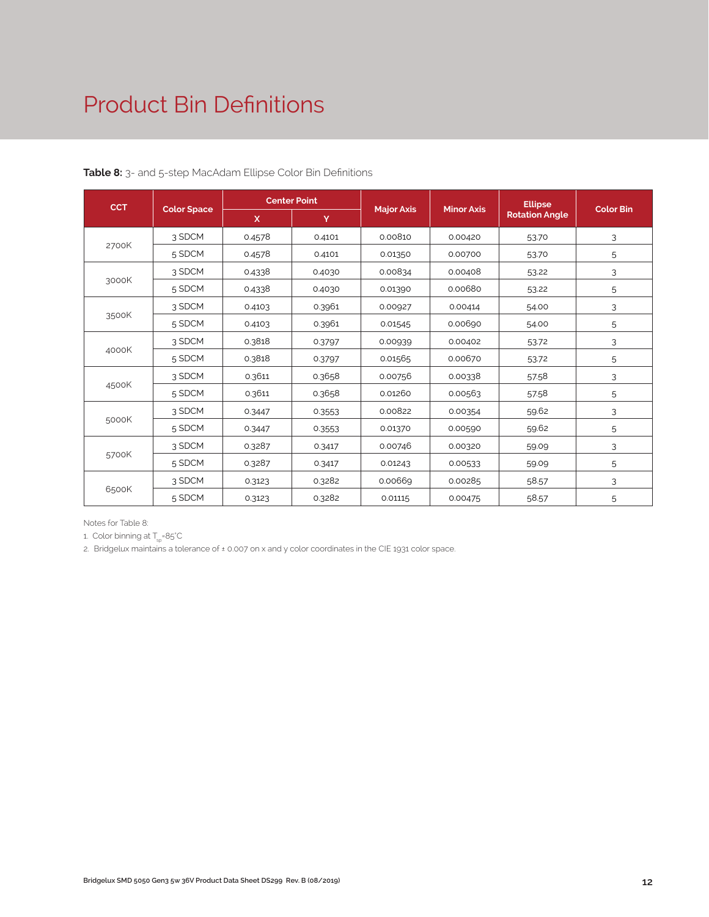# Product Bin Definitions

**Table 8:** 3- and 5-step MacAdam Ellipse Color Bin Definitions

| CCT | Color Space | Center Point | | Major Axis | Minor Axis | Ellipse Rotation Angle | Color Bin |
|---|---|---|---|---|---|---|---|
| | | X | Y | | | | |
| 2700K | 3 SDCM | 0.4578 | 0.4101 | 0.00810 | 0.00420 | 53.70 | 3 |
| | 5 SDCM | 0.4578 | 0.4101 | 0.01350 | 0.00700 | 53.70 | 5 |
| 3000K | 3 SDCM | 0.4338 | 0.4030 | 0.00834 | 0.00408 | 53.22 | 3 |
| | 5 SDCM | 0.4338 | 0.4030 | 0.01390 | 0.00680 | 53.22 | 5 |
| 3500K | 3 SDCM | 0.4103 | 0.3961 | 0.00927 | 0.00414 | 54.00 | 3 |
| | 5 SDCM | 0.4103 | 0.3961 | 0.01545 | 0.00690 | 54.00 | 5 |
| 4000K | 3 SDCM | 0.3818 | 0.3797 | 0.00939 | 0.00402 | 53.72 | 3 |
| | 5 SDCM | 0.3818 | 0.3797 | 0.01565 | 0.00670 | 53.72 | 5 |
| 4500K | 3 SDCM | 0.3611 | 0.3658 | 0.00756 | 0.00338 | 57.58 | 3 |
| | 5 SDCM | 0.3611 | 0.3658 | 0.01260 | 0.00563 | 57.58 | 5 |
| 5000K | 3 SDCM | 0.3447 | 0.3553 | 0.00822 | 0.00354 | 59.62 | 3 |
| | 5 SDCM | 0.3447 | 0.3553 | 0.01370 | 0.00590 | 59.62 | 5 |
| 5700K | 3 SDCM | 0.3287 | 0.3417 | 0.00746 | 0.00320 | 59.09 | 3 |
| | 5 SDCM | 0.3287 | 0.3417 | 0.01243 | 0.00533 | 59.09 | 5 |
| 6500K | 3 SDCM | 0.3123 | 0.3282 | 0.00669 | 0.00285 | 58.57 | 3 |
| | 5 SDCM | 0.3123 | 0.3282 | 0.01115 | 0.00475 | 58.57 | 5 |

Notes for Table 8:

1. Color binning at $T_{sp}$=85°C
2. Bridgelux maintains a tolerance of ± 0.007 on x and y color coordinates in the CIE 1931 color space.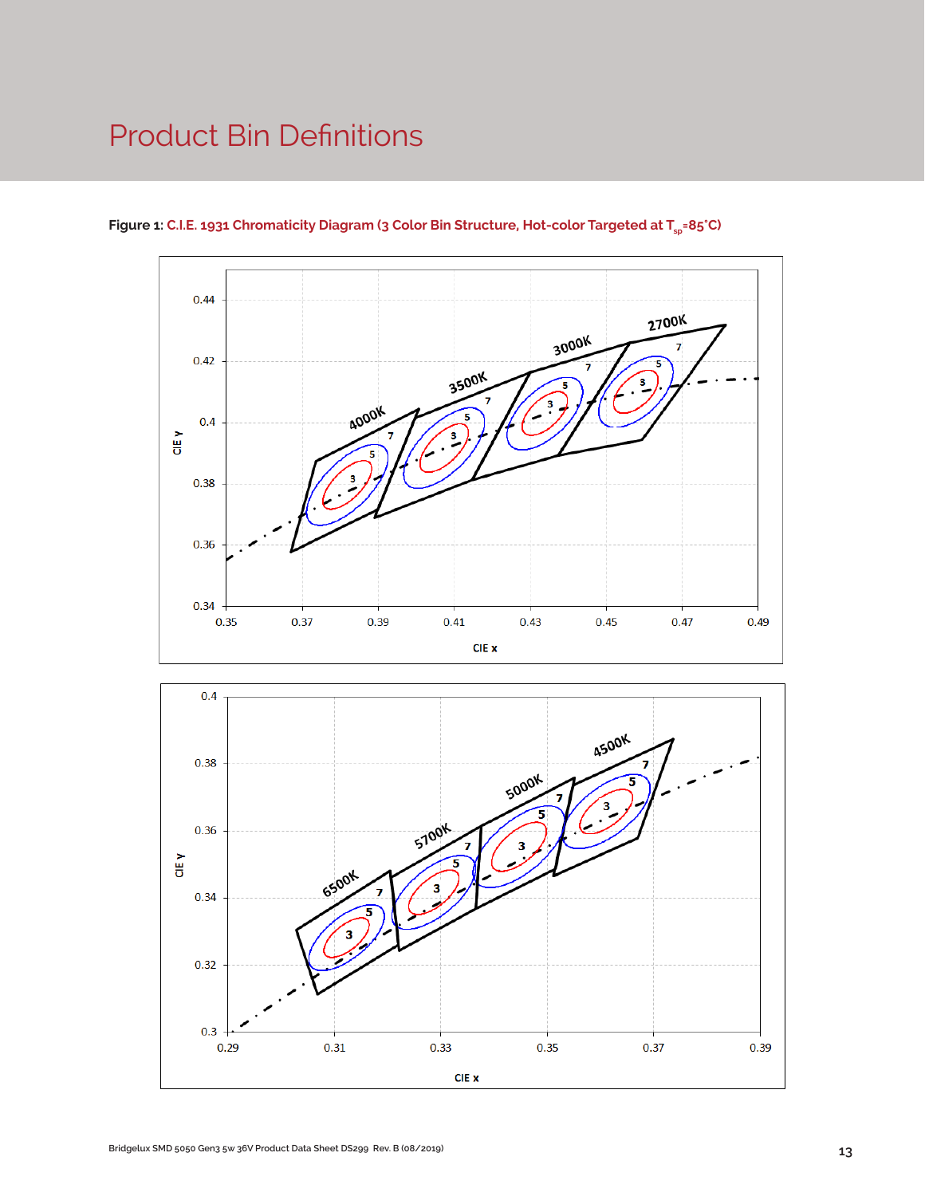# Product Bin Definitions

**Figure 1:** C.I.E. 1931 Chromaticity Diagram (3 Color Bin Structure, Hot-color Targeted at $T_{sp}$=85°C)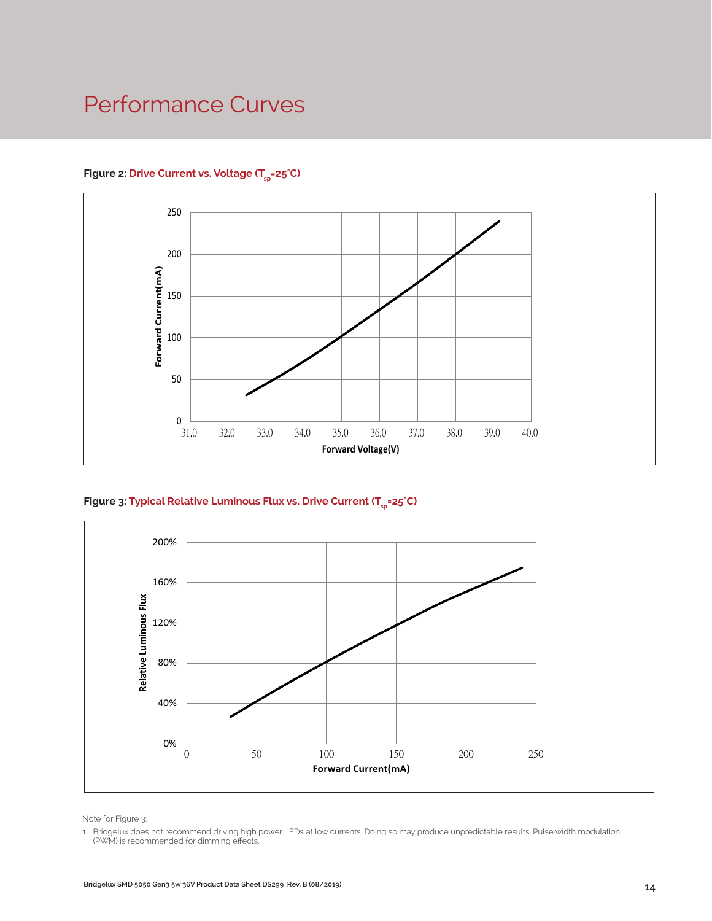# Performance Curves

**Figure 2:** Drive Current vs. Voltage ($T_{sp}$=25°C)

**Figure 3:** Typical Relative Luminous Flux vs. Drive Current ($T_{sp}$=25°C)

Note for Figure 3:

1. Bridgelux does not recommend driving high power LEDs at low currents. Doing so may produce unpredictable results. Pulse width modulation (PWM) is recommended for dimming effects.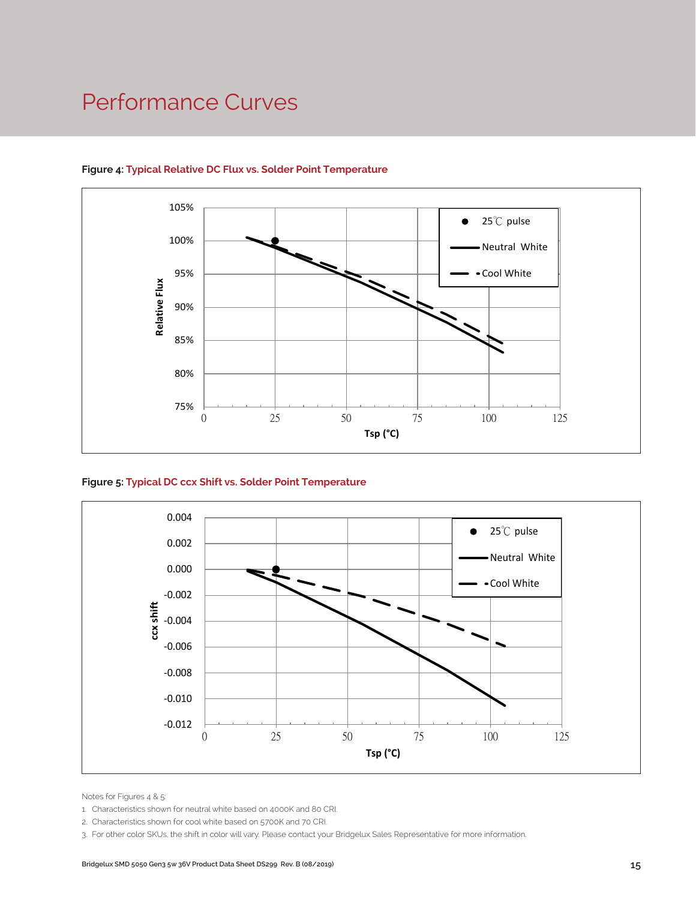# Performance Curves

**Figure 4: Typical Relative DC Flux vs. Solder Point Temperature**

**Figure 5: Typical DC ccx Shift vs. Solder Point Temperature**

Notes for Figures 4 & 5:

1. Characteristics shown for neutral white based on 4000K and 80 CRI.
2. Characteristics shown for cool white based on 5700K and 70 CRI.
3. For other color SKUs, the shift in color will vary. Please contact your Bridgelux Sales Representative for more information.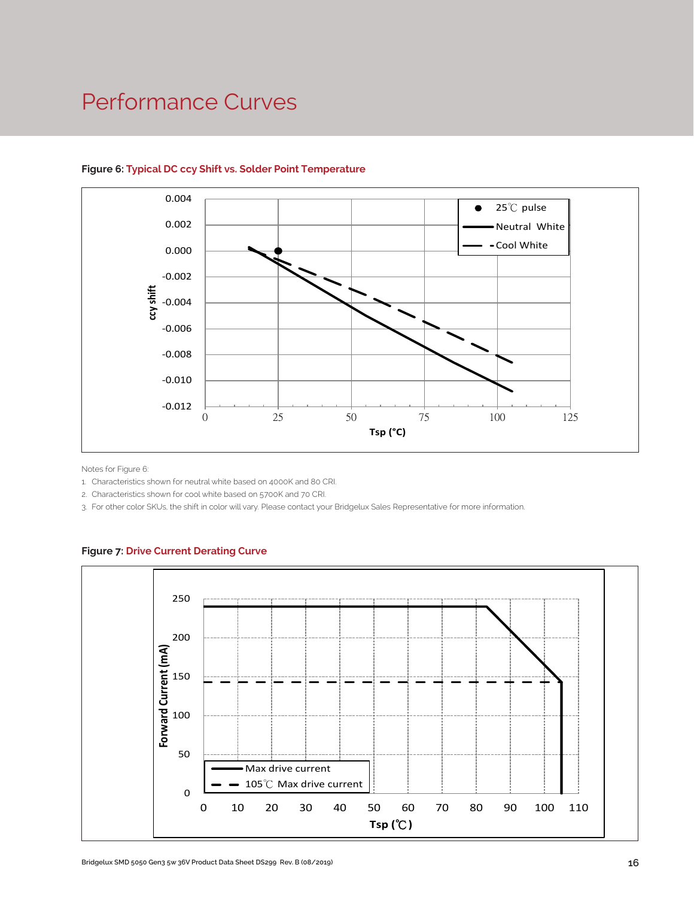# Performance Curves

**Figure 6: Typical DC ccy Shift vs. Solder Point Temperature**

Notes for Figure 6:

1. Characteristics shown for neutral white based on 4000K and 80 CRI.
2. Characteristics shown for cool white based on 5700K and 70 CRI.
3. For other color SKUs, the shift in color will vary. Please contact your Bridgelux Sales Representative for more information.

**Figure 7: Drive Current Derating Curve**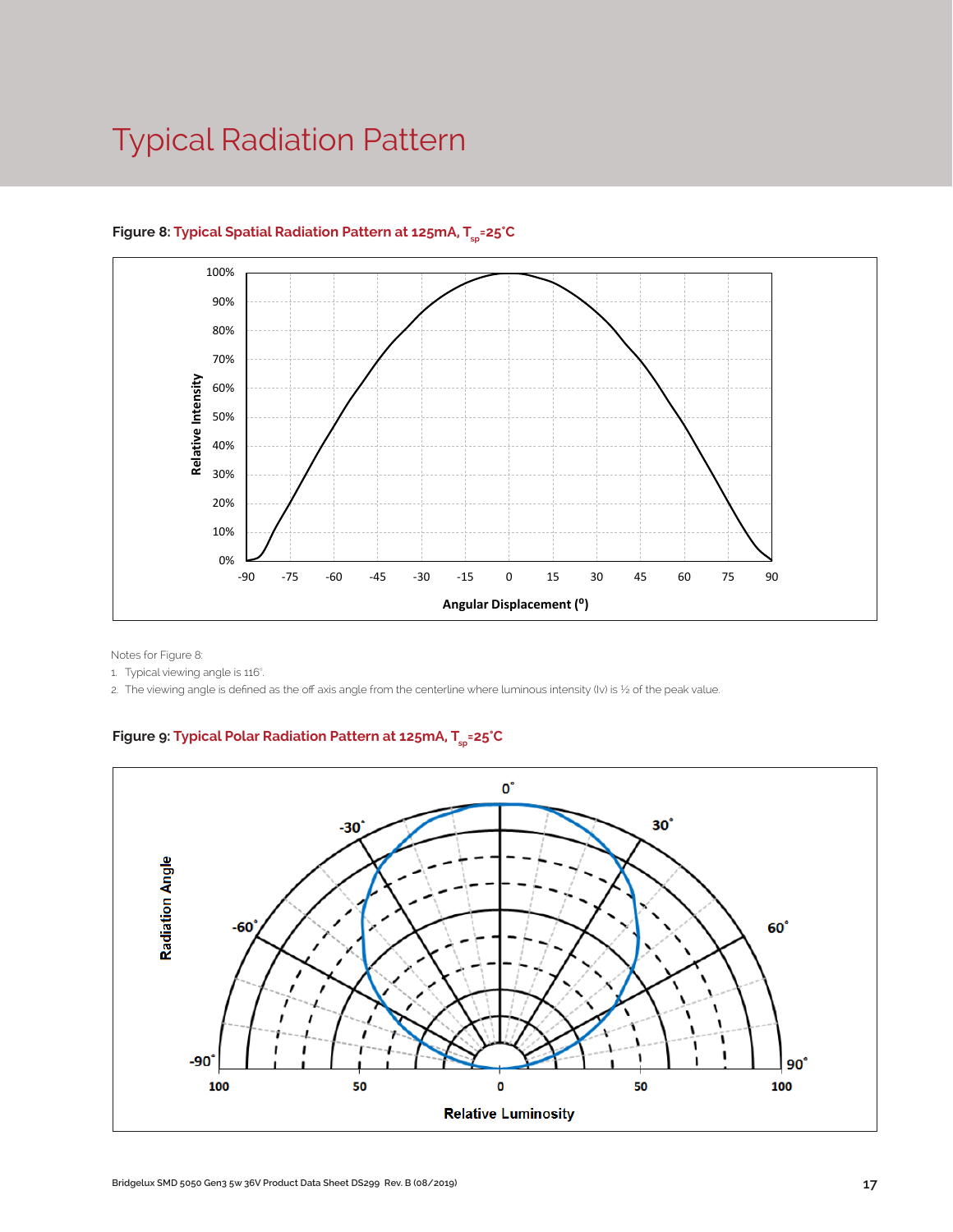# Typical Radiation Pattern

**Figure 8:** Typical Spatial Radiation Pattern at 125mA, $T_{sp}$=25˚C

Notes for Figure 8:

1. Typical viewing angle is 116˚.
2. The viewing angle is defined as the off axis angle from the centerline where luminous intensity (Iv) is ½ of the peak value.

**Figure 9:** Typical Polar Radiation Pattern at 125mA, $T_{sp}$=25˚C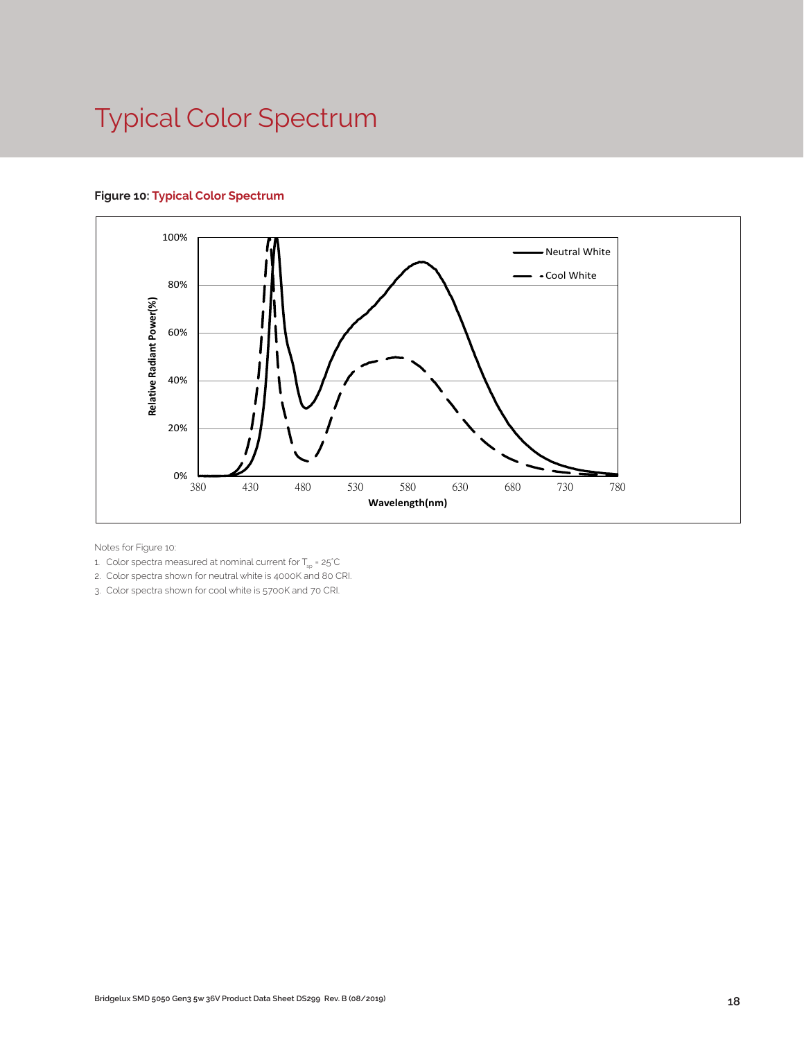# Typical Color Spectrum

**Figure 10: Typical Color Spectrum**

Notes for Figure 10:

1. Color spectra measured at nominal current for $T_{sp}$ = 25°C
2. Color spectra shown for neutral white is 4000K and 80 CRI.
3. Color spectra shown for cool white is 5700K and 70 CRI.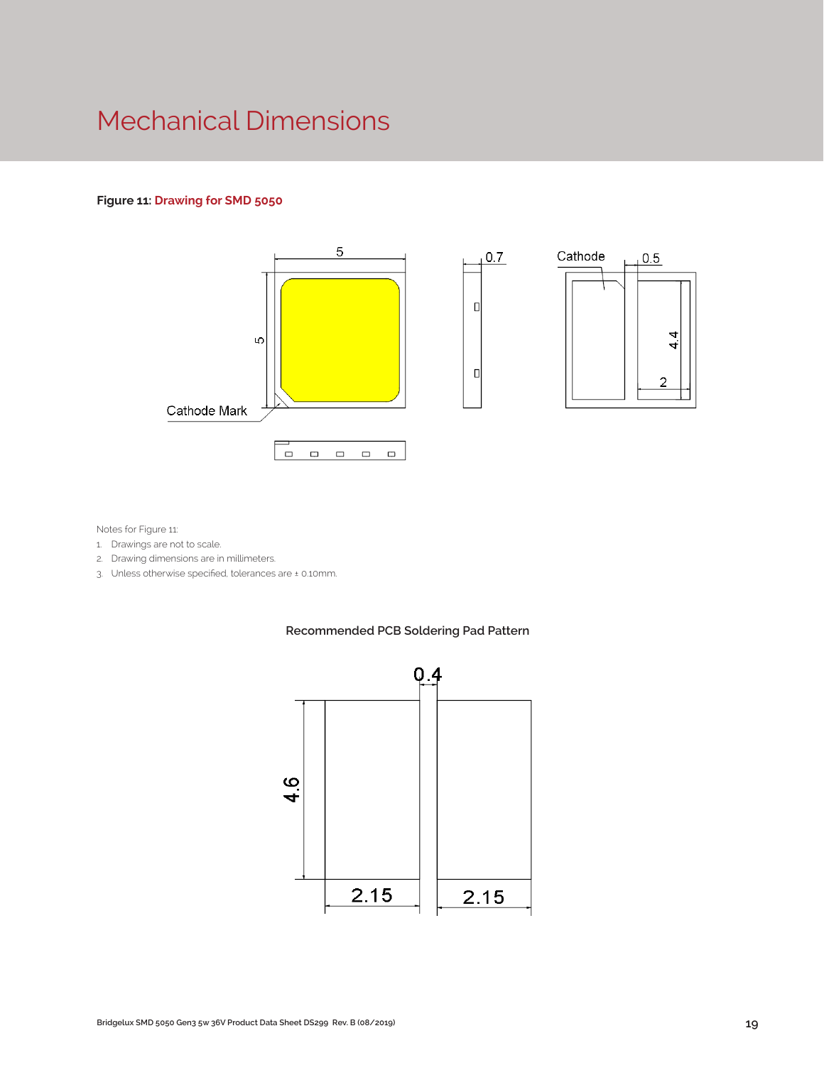# Mechanical Dimensions

**Figure 11: Drawing for SMD 5050**

Notes for Figure 11:

1. Drawings are not to scale.
2. Drawing dimensions are in millimeters.
3. Unless otherwise specified, tolerances are ± 0.10mm.

**Recommended PCB Soldering Pad Pattern**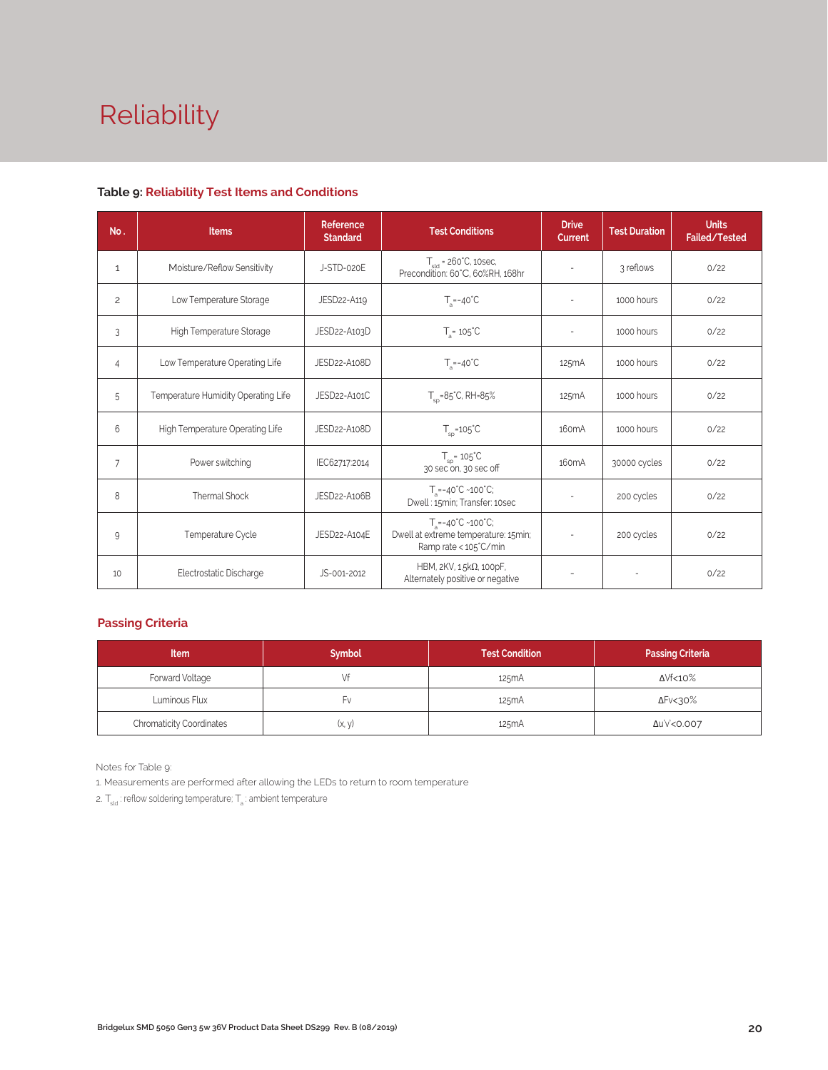# Reliability

## Table 9: Reliability Test Items and Conditions

| No. | Items | Reference Standard | Test Conditions | Drive Current | Test Duration | Units Failed/Tested |
|---|---|---|---|---|---|---|
| 1 | Moisture/Reflow Sensitivity | J-STD-020E | $T_{sld}$ = 260°C, 10sec, Precondition: 60°C, 60%RH, 168hr | - | 3 reflows | 0/22 |
| 2 | Low Temperature Storage | JESD22-A119 | $T_a$=-40°C | - | 1000 hours | 0/22 |
| 3 | High Temperature Storage | JESD22-A103D | $T_a$= 105°C | - | 1000 hours | 0/22 |
| 4 | Low Temperature Operating Life | JESD22-A108D | $T_a$=-40°C | 125mA | 1000 hours | 0/22 |
| 5 | Temperature Humidity Operating Life | JESD22-A101C | $T_{sp}$=85°C, RH=85% | 125mA | 1000 hours | 0/22 |
| 6 | High Temperature Operating Life | JESD22-A108D | $T_{sp}$=105°C | 160mA | 1000 hours | 0/22 |
| 7 | Power switching | IEC62717:2014 | $T_{sp}$= 105°C 30 sec on, 30 sec off | 160mA | 30000 cycles | 0/22 |
| 8 | Thermal Shock | JESD22-A106B | $T_a$=-40°C ~100°C; Dwell : 15min; Transfer: 10sec | - | 200 cycles | 0/22 |
| 9 | Temperature Cycle | JESD22-A104E | $T_a$=-40°C ~100°C; Dwell at extreme temperature: 15min; Ramp rate < 105°C/min | - | 200 cycles | 0/22 |
| 10 | Electrostatic Discharge | JS-001-2012 | HBM, 2KV, 1.5kΩ, 100pF, Alternately positive or negative | - | - | 0/22 |

## Passing Criteria

| Item | Symbol | Test Condition | Passing Criteria |
|---|---|---|---|
| Forward Voltage | Vf | 125mA | ΔVf<10% |
| Luminous Flux | Fv | 125mA | ΔFv<30% |
| Chromaticity Coordinates | (x, y) | 125mA | Δu'v'<0.007 |

Notes for Table 9:

1. Measurements are performed after allowing the LEDs to return to room temperature
2. $T_{sld}$ : reflow soldering temperature; $T_a$ : ambient temperature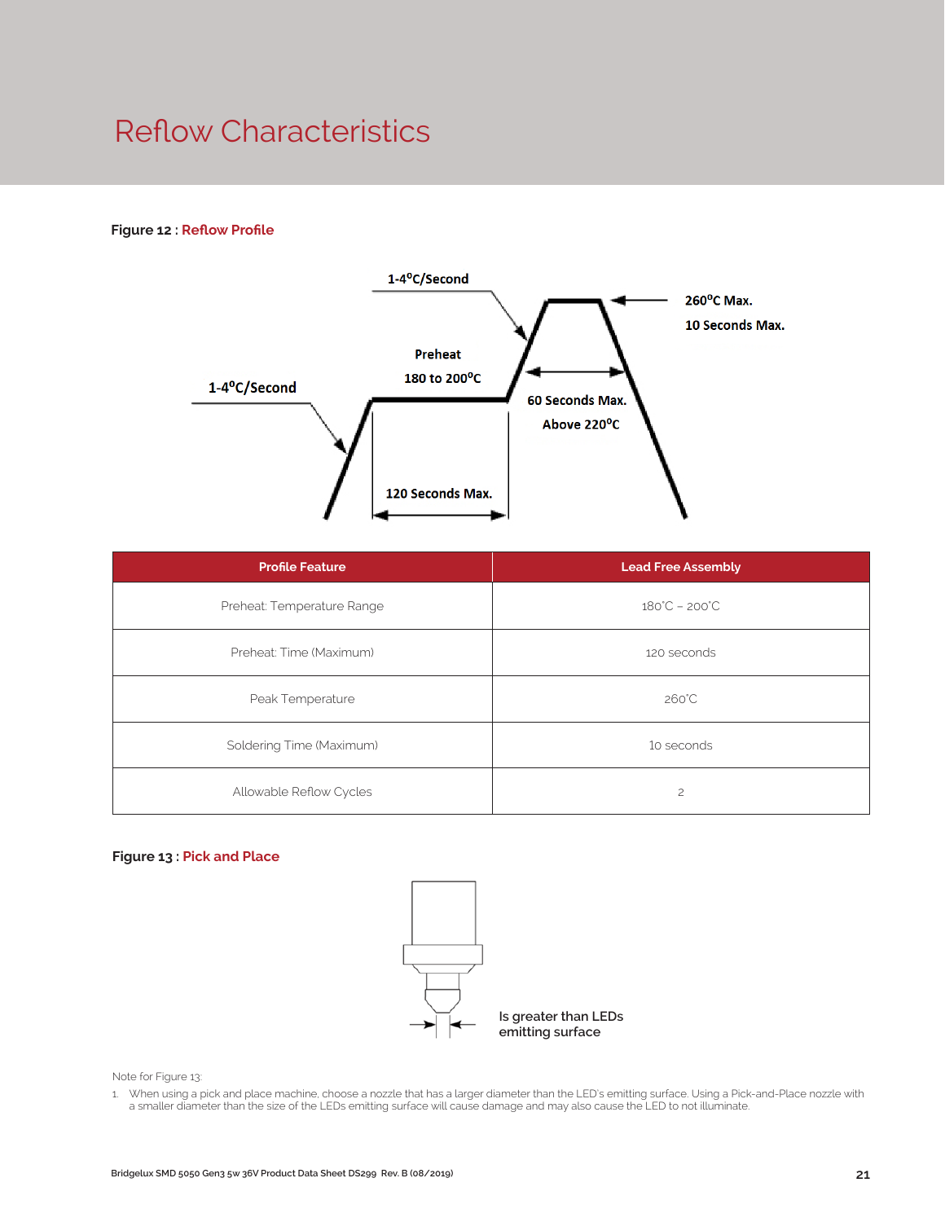# Reflow Characteristics

**Figure 12 : Reflow Profile**

1-4°C/Second

Preheat

180 to 200°C

1-4°C/Second

260°C Max.

10 Seconds Max.

60 Seconds Max.

Above 220°C

120 Seconds Max.

| Profile Feature | Lead Free Assembly |
|---|---|
| Preheat: Temperature Range | 180°C – 200°C |
| Preheat: Time (Maximum) | 120 seconds |
| Peak Temperature | 260°C |
| Soldering Time (Maximum) | 10 seconds |
| Allowable Reflow Cycles | 2 |

**Figure 13 : Pick and Place**

Is greater than LEDs emitting surface

Note for Figure 13:

1. When using a pick and place machine, choose a nozzle that has a larger diameter than the LED's emitting surface. Using a Pick-and-Place nozzle with a smaller diameter than the size of the LEDs emitting surface will cause damage and may also cause the LED to not illuminate.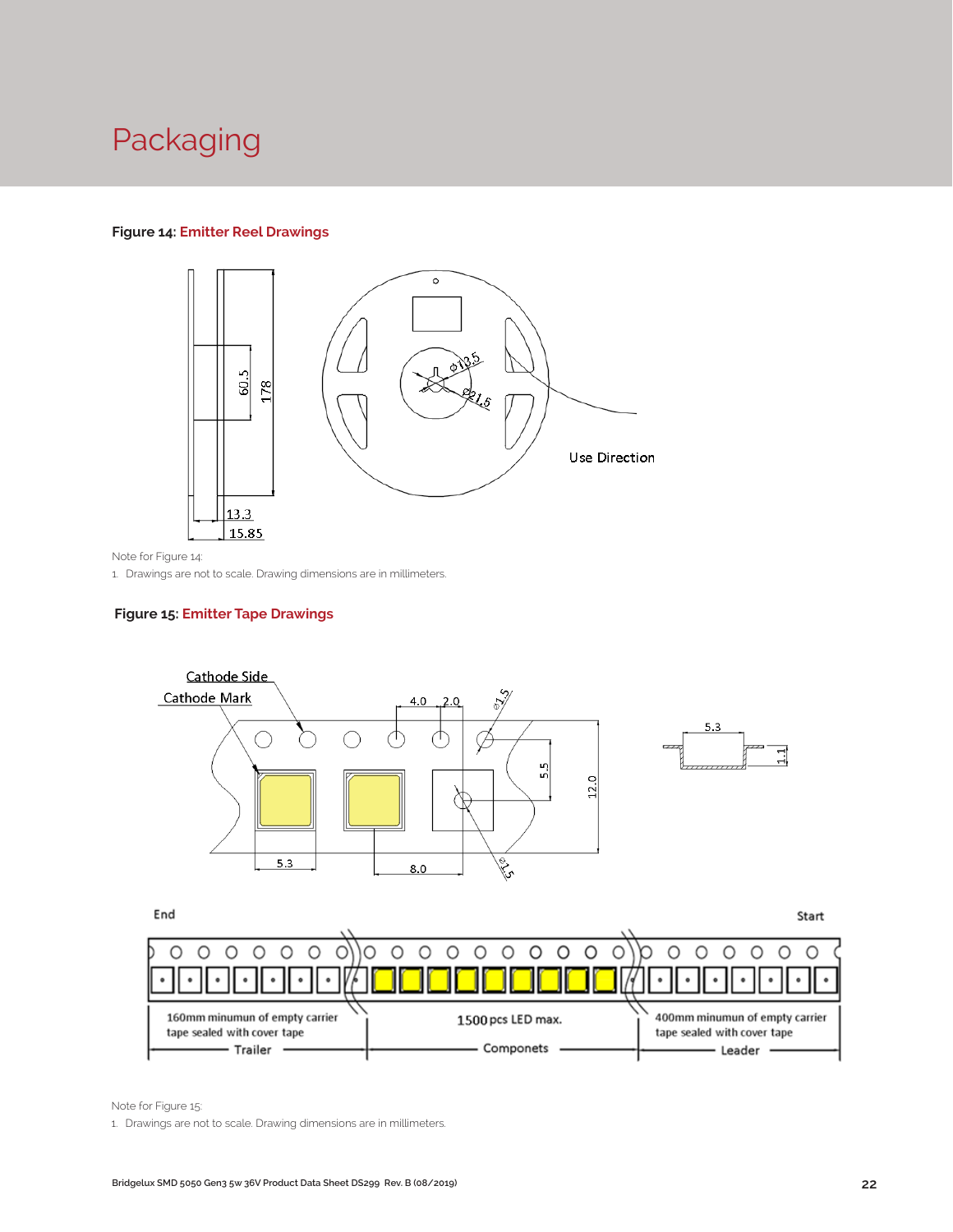# Packaging

**Figure 14: Emitter Reel Drawings**

Note for Figure 14:

1. Drawings are not to scale. Drawing dimensions are in millimeters.

**Figure 15: Emitter Tape Drawings**

Note for Figure 15:

1. Drawings are not to scale. Drawing dimensions are in millimeters.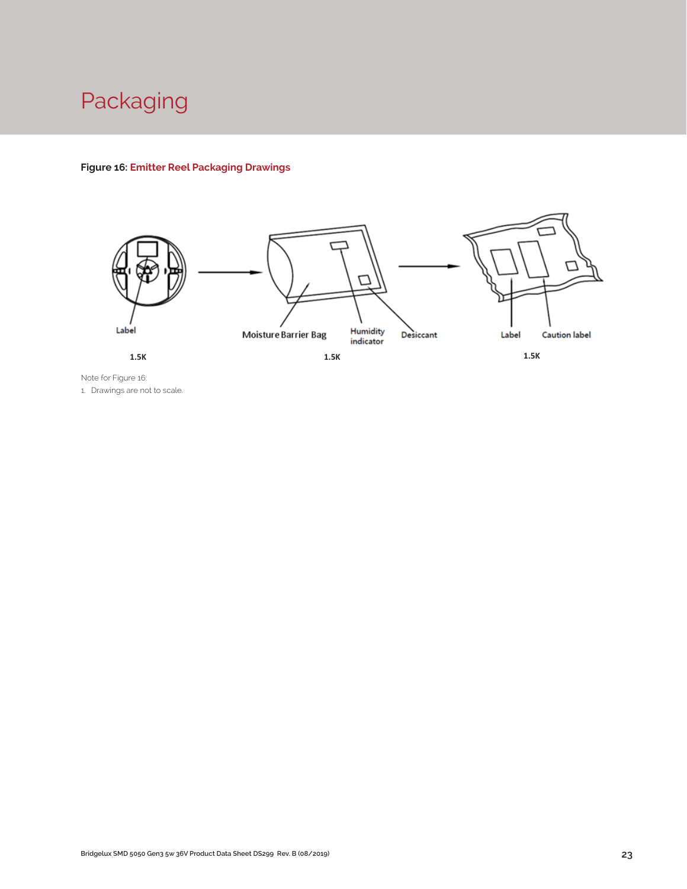# Packaging

**Figure 16: Emitter Reel Packaging Drawings**

Label

1.5K

Moisture Barrier Bag

Humidity indicator

Desiccant

1.5K

Label

Caution label

1.5K

Note for Figure 16:

1. Drawings are not to scale.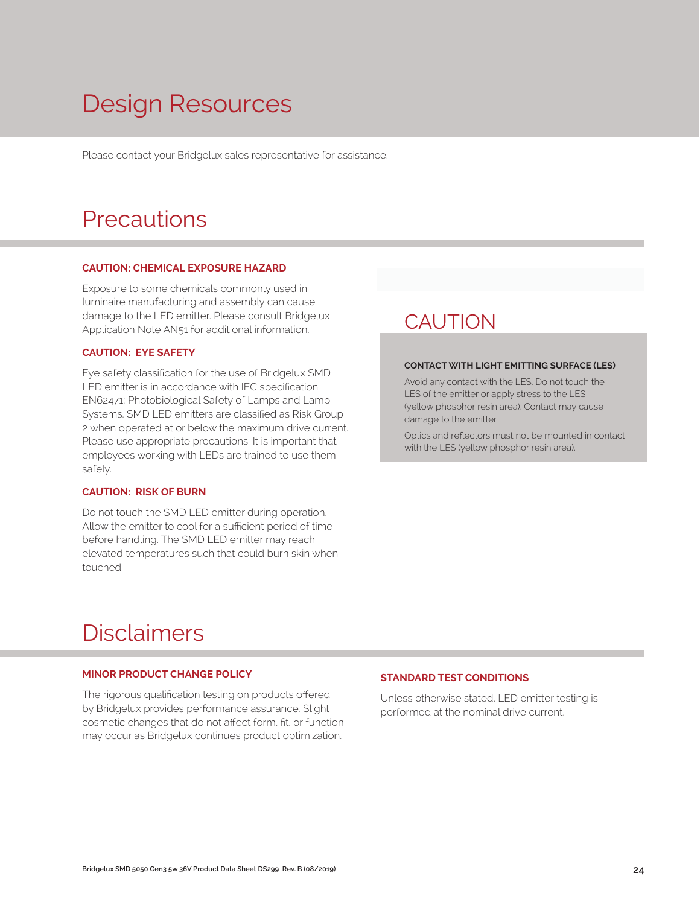# Design Resources

Please contact your Bridgelux sales representative for assistance.

# Precautions

### CAUTION: CHEMICAL EXPOSURE HAZARD

Exposure to some chemicals commonly used in luminaire manufacturing and assembly can cause damage to the LED emitter. Please consult Bridgelux Application Note AN51 for additional information.

### CAUTION: EYE SAFETY

Eye safety classification for the use of Bridgelux SMD LED emitter is in accordance with IEC specification EN62471: Photobiological Safety of Lamps and Lamp Systems. SMD LED emitters are classified as Risk Group 2 when operated at or below the maximum drive current. Please use appropriate precautions. It is important that employees working with LEDs are trained to use them safely.

### CAUTION: RISK OF BURN

Do not touch the SMD LED emitter during operation. Allow the emitter to cool for a sufficient period of time before handling. The SMD LED emitter may reach elevated temperatures such that could burn skin when touched.

## CAUTION

**CONTACT WITH LIGHT EMITTING SURFACE (LES)**

Avoid any contact with the LES. Do not touch the LES of the emitter or apply stress to the LES (yellow phosphor resin area). Contact may cause damage to the emitter

Optics and reflectors must not be mounted in contact with the LES (yellow phosphor resin area).

# Disclaimers

### MINOR PRODUCT CHANGE POLICY

The rigorous qualification testing on products offered by Bridgelux provides performance assurance. Slight cosmetic changes that do not affect form, fit, or function may occur as Bridgelux continues product optimization.

### STANDARD TEST CONDITIONS

Unless otherwise stated, LED emitter testing is performed at the nominal drive current.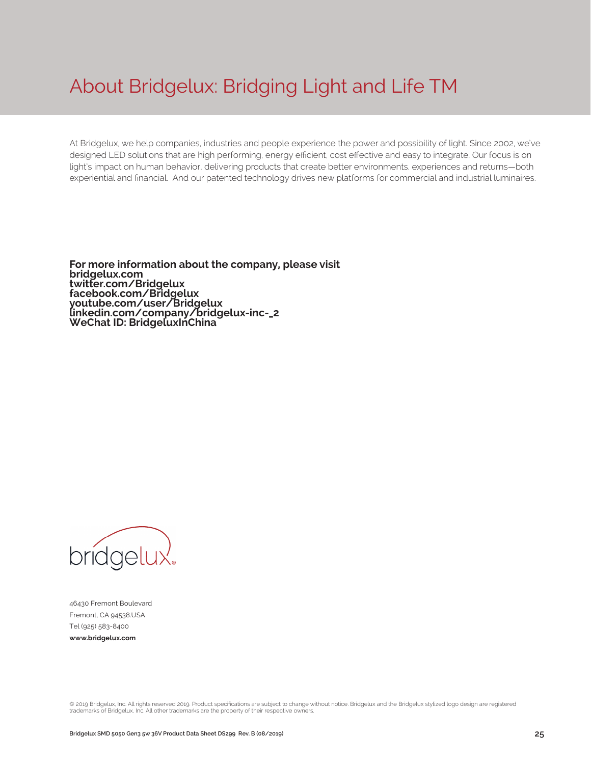# About Bridgelux: Bridging Light and Life TM

At Bridgelux, we help companies, industries and people experience the power and possibility of light. Since 2002, we've designed LED solutions that are high performing, energy efficient, cost effective and easy to integrate. Our focus is on light's impact on human behavior, delivering products that create better environments, experiences and returns—both experiential and financial. And our patented technology drives new platforms for commercial and industrial luminaires.

**For more information about the company, please visit**
**bridgelux.com**
**twitter.com/Bridgelux**
**facebook.com/Bridgelux**
**youtube.com/user/Bridgelux**
**linkedin.com/company/bridgelux-inc-_2**
**WeChat ID: BridgeluxInChina**

46430 Fremont Boulevard
Fremont, CA 94538.USA
Tel (925) 583-8400
**www.bridgelux.com**

© 2019 Bridgelux, Inc. All rights reserved 2019. Product specifications are subject to change without notice. Bridgelux and the Bridgelux stylized logo design are registered trademarks of Bridgelux, Inc. All other trademarks are the property of their respective owners.